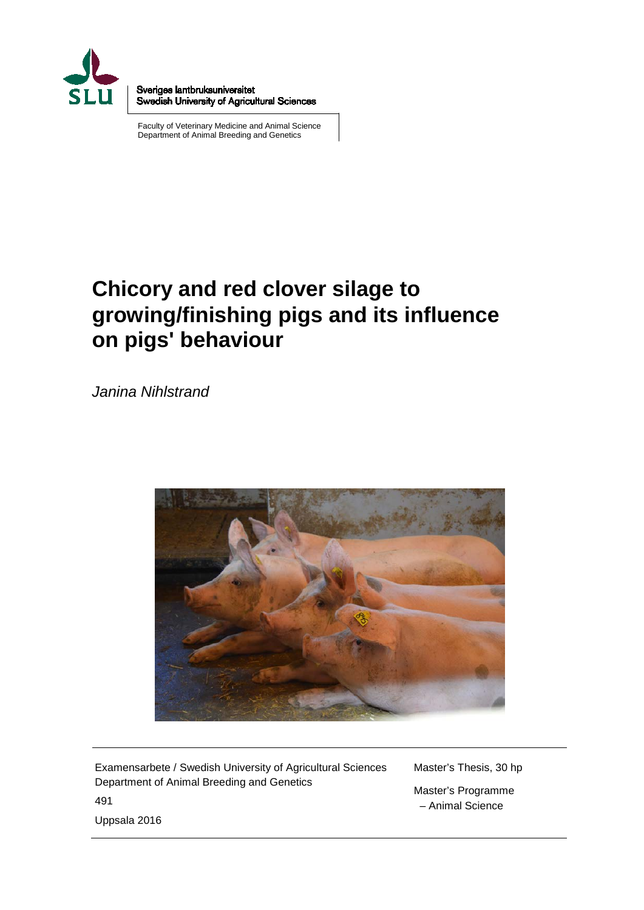Sveriges lantbruksuniversitet
Swedish University of Agricultural Sciences

Faculty of Veterinary Medicine and Animal Science
Department of Animal Breeding and Genetics

# Chicory and red clover silage to growing/finishing pigs and its influence on pigs' behaviour

*Janina Nihlstrand*

Examensarbete / Swedish University of Agricultural Sciences
Department of Animal Breeding and Genetics
491
Uppsala 2016

Master's Thesis, 30 hp
Master's Programme
– Animal Science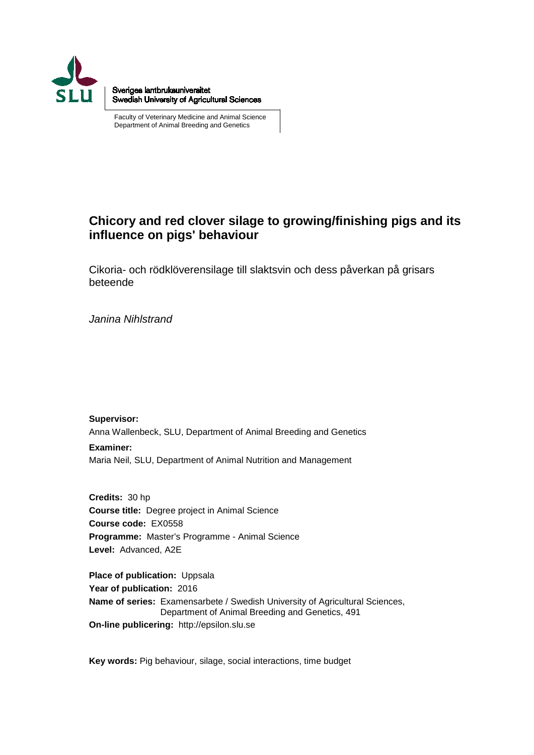Sveriges lantbruksuniversitet
Swedish University of Agricultural Sciences

Faculty of Veterinary Medicine and Animal Science
Department of Animal Breeding and Genetics

# Chicory and red clover silage to growing/finishing pigs and its influence on pigs' behaviour

Cikoria- och rödklöverensilage till slaktsvin och dess påverkan på grisars beteende

*Janina Nihlstrand*

**Supervisor:**
Anna Wallenbeck, SLU, Department of Animal Breeding and Genetics

**Examiner:**
Maria Neil, SLU, Department of Animal Nutrition and Management

**Credits:** 30 hp
**Course title:** Degree project in Animal Science
**Course code:** EX0558
**Programme:** Master's Programme - Animal Science
**Level:** Advanced, A2E

**Place of publication:** Uppsala
**Year of publication:** 2016
**Name of series:** Examensarbete / Swedish University of Agricultural Sciences, Department of Animal Breeding and Genetics, 491
**On-line publicering:** http://epsilon.slu.se

**Key words:** Pig behaviour, silage, social interactions, time budget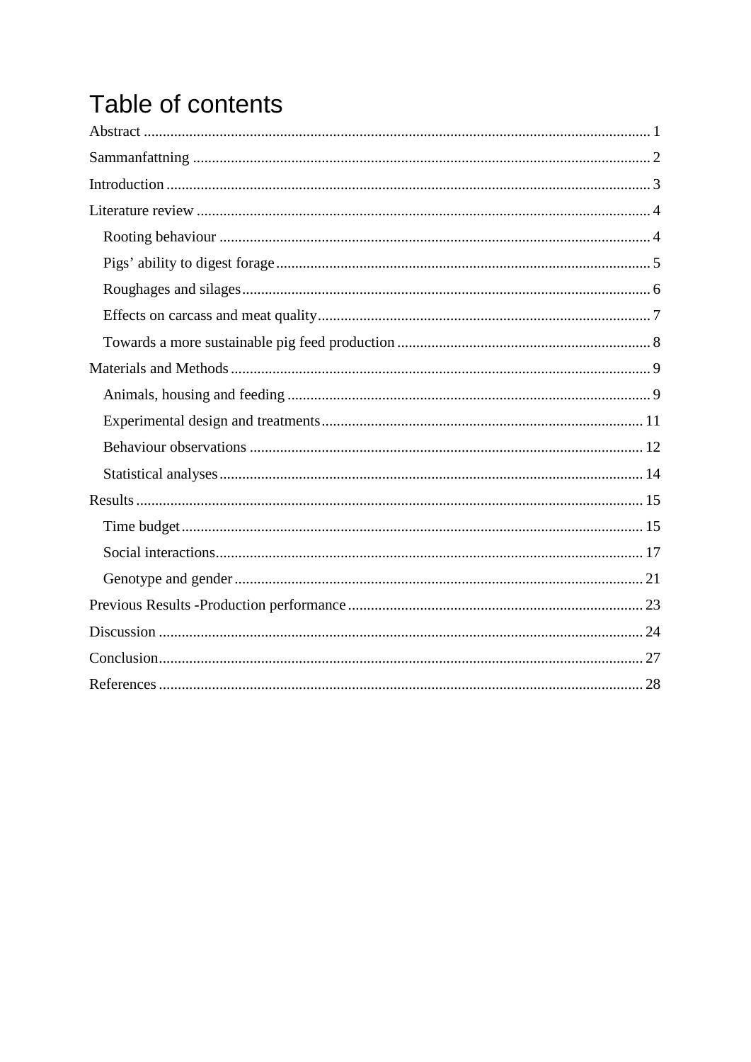# Table of contents

Abstract ..... 1

Sammanfattning ..... 2

Introduction ..... 3

Literature review ..... 4

- Rooting behaviour ..... 4
- Pigs' ability to digest forage ..... 5
- Roughages and silages ..... 6
- Effects on carcass and meat quality ..... 7
- Towards a more sustainable pig feed production ..... 8

Materials and Methods ..... 9

- Animals, housing and feeding ..... 9
- Experimental design and treatments ..... 11
- Behaviour observations ..... 12
- Statistical analyses ..... 14

Results ..... 15

- Time budget ..... 15
- Social interactions ..... 17
- Genotype and gender ..... 21

Previous Results -Production performance ..... 23

Discussion ..... 24

Conclusion ..... 27

References ..... 28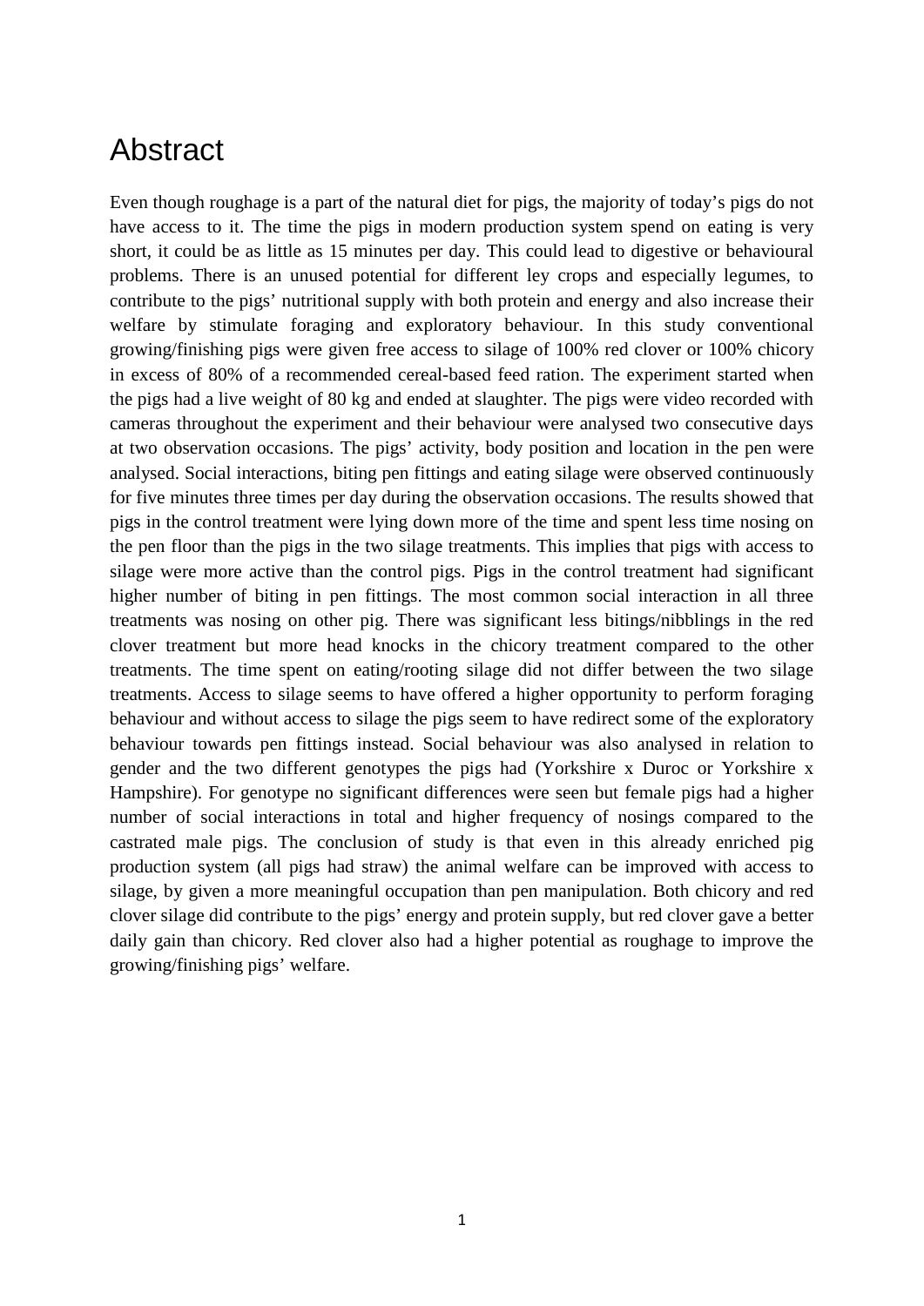# Abstract

Even though roughage is a part of the natural diet for pigs, the majority of today's pigs do not have access to it. The time the pigs in modern production system spend on eating is very short, it could be as little as 15 minutes per day. This could lead to digestive or behavioural problems. There is an unused potential for different ley crops and especially legumes, to contribute to the pigs' nutritional supply with both protein and energy and also increase their welfare by stimulate foraging and exploratory behaviour. In this study conventional growing/finishing pigs were given free access to silage of 100% red clover or 100% chicory in excess of 80% of a recommended cereal-based feed ration. The experiment started when the pigs had a live weight of 80 kg and ended at slaughter. The pigs were video recorded with cameras throughout the experiment and their behaviour were analysed two consecutive days at two observation occasions. The pigs' activity, body position and location in the pen were analysed. Social interactions, biting pen fittings and eating silage were observed continuously for five minutes three times per day during the observation occasions. The results showed that pigs in the control treatment were lying down more of the time and spent less time nosing on the pen floor than the pigs in the two silage treatments. This implies that pigs with access to silage were more active than the control pigs. Pigs in the control treatment had significant higher number of biting in pen fittings. The most common social interaction in all three treatments was nosing on other pig. There was significant less bitings/nibblings in the red clover treatment but more head knocks in the chicory treatment compared to the other treatments. The time spent on eating/rooting silage did not differ between the two silage treatments. Access to silage seems to have offered a higher opportunity to perform foraging behaviour and without access to silage the pigs seem to have redirect some of the exploratory behaviour towards pen fittings instead. Social behaviour was also analysed in relation to gender and the two different genotypes the pigs had (Yorkshire x Duroc or Yorkshire x Hampshire). For genotype no significant differences were seen but female pigs had a higher number of social interactions in total and higher frequency of nosings compared to the castrated male pigs. The conclusion of study is that even in this already enriched pig production system (all pigs had straw) the animal welfare can be improved with access to silage, by given a more meaningful occupation than pen manipulation. Both chicory and red clover silage did contribute to the pigs' energy and protein supply, but red clover gave a better daily gain than chicory. Red clover also had a higher potential as roughage to improve the growing/finishing pigs' welfare.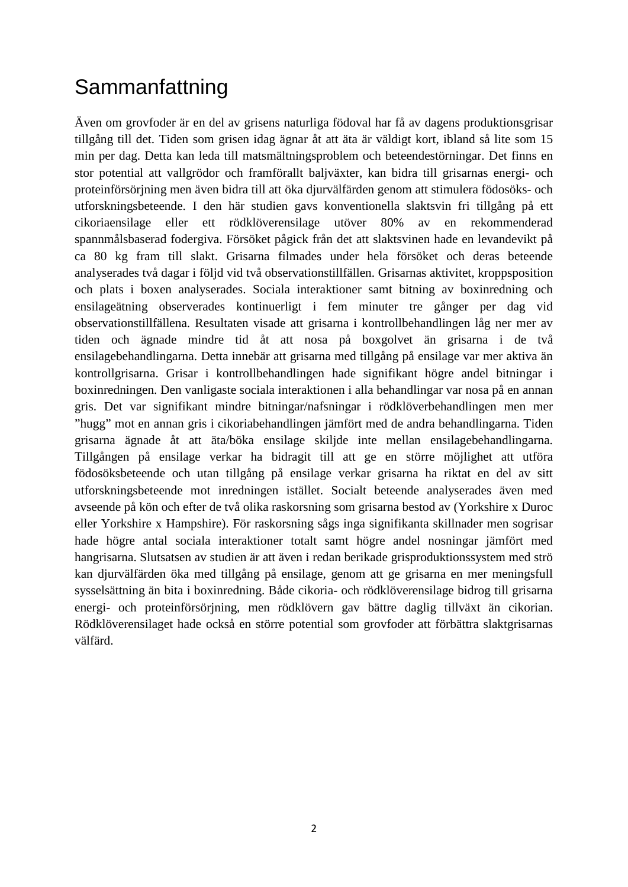# Sammanfattning

Även om grovfoder är en del av grisens naturliga födoval har få av dagens produktionsgrisar tillgång till det. Tiden som grisen idag ägnar åt att äta är väldigt kort, ibland så lite som 15 min per dag. Detta kan leda till matsmältningsproblem och beteendestörningar. Det finns en stor potential att vallgrödor och framförallt baljväxter, kan bidra till grisarnas energi- och proteinförsörjning men även bidra till att öka djurvälfärden genom att stimulera födosöks- och utforskningsbeteende. I den här studien gavs konventionella slaktsvin fri tillgång på ett cikoriaensilage eller ett rödklöverensilage utöver 80% av en rekommenderad spannmålsbaserad fodergiva. Försöket pågick från det att slaktsvinen hade en levandevikt på ca 80 kg fram till slakt. Grisarna filmades under hela försöket och deras beteende analyserades två dagar i följd vid två observationstillfällen. Grisarnas aktivitet, kroppsposition och plats i boxen analyserades. Sociala interaktioner samt bitning av boxinredning och ensilageätning observerades kontinuerligt i fem minuter tre gånger per dag vid observationstillfällena. Resultaten visade att grisarna i kontrollbehandlingen låg ner mer av tiden och ägnade mindre tid åt att nosa på boxgolvet än grisarna i de två ensilagebehandlingarna. Detta innebär att grisarna med tillgång på ensilage var mer aktiva än kontrollgrisarna. Grisar i kontrollbehandlingen hade signifikant högre andel bitningar i boxinredningen. Den vanligaste sociala interaktionen i alla behandlingar var nosa på en annan gris. Det var signifikant mindre bitningar/nafsningar i rödklöverbehandlingen men mer ”hugg” mot en annan gris i cikoriabehandlingen jämfört med de andra behandlingarna. Tiden grisarna ägnade åt att äta/böka ensilage skiljde inte mellan ensilagebehandlingarna. Tillgången på ensilage verkar ha bidragit till att ge en större möjlighet att utföra födosöksbeteende och utan tillgång på ensilage verkar grisarna ha riktat en del av sitt utforskningsbeteende mot inredningen istället. Socialt beteende analyserades även med avseende på kön och efter de två olika raskorsning som grisarna bestod av (Yorkshire x Duroc eller Yorkshire x Hampshire). För raskorsning sågs inga signifikanta skillnader men sogrisar hade högre antal sociala interaktioner totalt samt högre andel nosningar jämfört med hangrisarna. Slutsatsen av studien är att även i redan berikade grisproduktionssystem med strö kan djurvälfärden öka med tillgång på ensilage, genom att ge grisarna en mer meningsfull sysselsättning än bita i boxinredning. Både cikoria- och rödklöverensilage bidrog till grisarna energi- och proteinförsörjning, men rödklövern gav bättre daglig tillväxt än cikorian. Rödklöverensilaget hade också en större potential som grovfoder att förbättra slaktgrisarnas välfärd.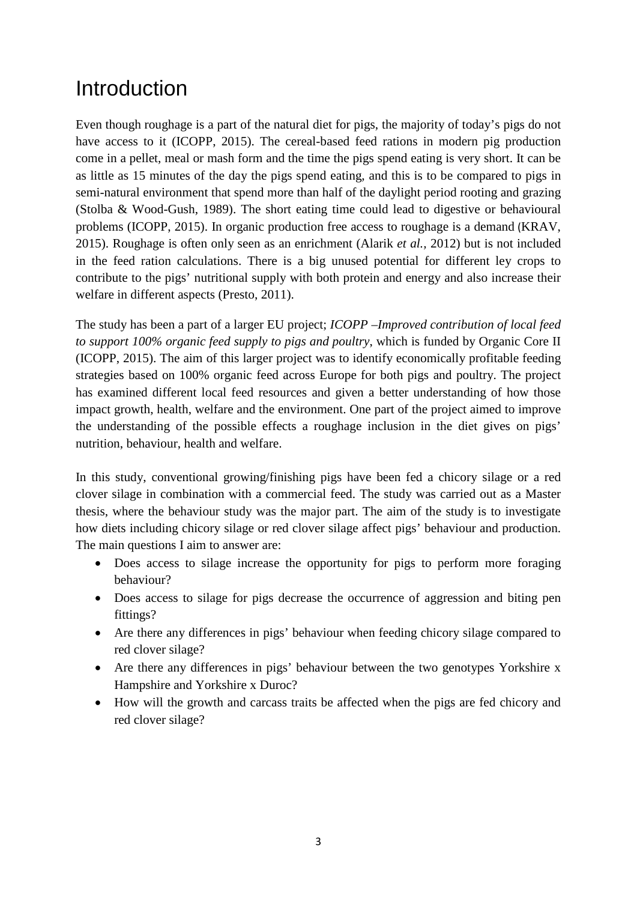# Introduction

Even though roughage is a part of the natural diet for pigs, the majority of today's pigs do not have access to it (ICOPP, 2015). The cereal-based feed rations in modern pig production come in a pellet, meal or mash form and the time the pigs spend eating is very short. It can be as little as 15 minutes of the day the pigs spend eating, and this is to be compared to pigs in semi-natural environment that spend more than half of the daylight period rooting and grazing (Stolba & Wood-Gush, 1989). The short eating time could lead to digestive or behavioural problems (ICOPP, 2015). In organic production free access to roughage is a demand (KRAV, 2015). Roughage is often only seen as an enrichment (Alarik *et al.,* 2012) but is not included in the feed ration calculations. There is a big unused potential for different ley crops to contribute to the pigs' nutritional supply with both protein and energy and also increase their welfare in different aspects (Presto, 2011).

The study has been a part of a larger EU project; *ICOPP –Improved contribution of local feed to support 100% organic feed supply to pigs and poultry*, which is funded by Organic Core II (ICOPP, 2015). The aim of this larger project was to identify economically profitable feeding strategies based on 100% organic feed across Europe for both pigs and poultry. The project has examined different local feed resources and given a better understanding of how those impact growth, health, welfare and the environment. One part of the project aimed to improve the understanding of the possible effects a roughage inclusion in the diet gives on pigs' nutrition, behaviour, health and welfare.

In this study, conventional growing/finishing pigs have been fed a chicory silage or a red clover silage in combination with a commercial feed. The study was carried out as a Master thesis, where the behaviour study was the major part. The aim of the study is to investigate how diets including chicory silage or red clover silage affect pigs' behaviour and production. The main questions I aim to answer are:

- Does access to silage increase the opportunity for pigs to perform more foraging behaviour?
- Does access to silage for pigs decrease the occurrence of aggression and biting pen fittings?
- Are there any differences in pigs' behaviour when feeding chicory silage compared to red clover silage?
- Are there any differences in pigs' behaviour between the two genotypes Yorkshire x Hampshire and Yorkshire x Duroc?
- How will the growth and carcass traits be affected when the pigs are fed chicory and red clover silage?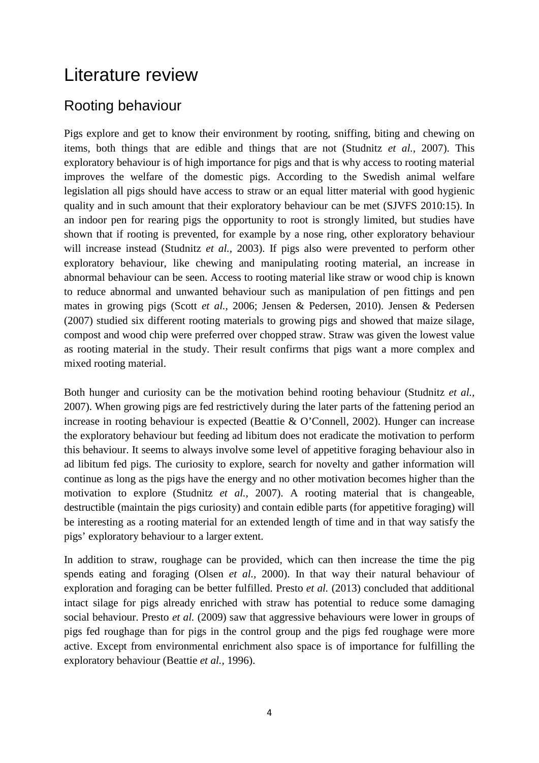# Literature review

## Rooting behaviour

Pigs explore and get to know their environment by rooting, sniffing, biting and chewing on items, both things that are edible and things that are not (Studnitz *et al.*, 2007). This exploratory behaviour is of high importance for pigs and that is why access to rooting material improves the welfare of the domestic pigs. According to the Swedish animal welfare legislation all pigs should have access to straw or an equal litter material with good hygienic quality and in such amount that their exploratory behaviour can be met (SJVFS 2010:15). In an indoor pen for rearing pigs the opportunity to root is strongly limited, but studies have shown that if rooting is prevented, for example by a nose ring, other exploratory behaviour will increase instead (Studnitz *et al.*, 2003). If pigs also were prevented to perform other exploratory behaviour, like chewing and manipulating rooting material, an increase in abnormal behaviour can be seen. Access to rooting material like straw or wood chip is known to reduce abnormal and unwanted behaviour such as manipulation of pen fittings and pen mates in growing pigs (Scott *et al.*, 2006; Jensen & Pedersen, 2010). Jensen & Pedersen (2007) studied six different rooting materials to growing pigs and showed that maize silage, compost and wood chip were preferred over chopped straw. Straw was given the lowest value as rooting material in the study. Their result confirms that pigs want a more complex and mixed rooting material.

Both hunger and curiosity can be the motivation behind rooting behaviour (Studnitz *et al.*, 2007). When growing pigs are fed restrictively during the later parts of the fattening period an increase in rooting behaviour is expected (Beattie & O'Connell, 2002). Hunger can increase the exploratory behaviour but feeding ad libitum does not eradicate the motivation to perform this behaviour. It seems to always involve some level of appetitive foraging behaviour also in ad libitum fed pigs. The curiosity to explore, search for novelty and gather information will continue as long as the pigs have the energy and no other motivation becomes higher than the motivation to explore (Studnitz *et al.*, 2007). A rooting material that is changeable, destructible (maintain the pigs curiosity) and contain edible parts (for appetitive foraging) will be interesting as a rooting material for an extended length of time and in that way satisfy the pigs' exploratory behaviour to a larger extent.

In addition to straw, roughage can be provided, which can then increase the time the pig spends eating and foraging (Olsen *et al.*, 2000). In that way their natural behaviour of exploration and foraging can be better fulfilled. Presto *et al.* (2013) concluded that additional intact silage for pigs already enriched with straw has potential to reduce some damaging social behaviour. Presto *et al.* (2009) saw that aggressive behaviours were lower in groups of pigs fed roughage than for pigs in the control group and the pigs fed roughage were more active. Except from environmental enrichment also space is of importance for fulfilling the exploratory behaviour (Beattie *et al.*, 1996).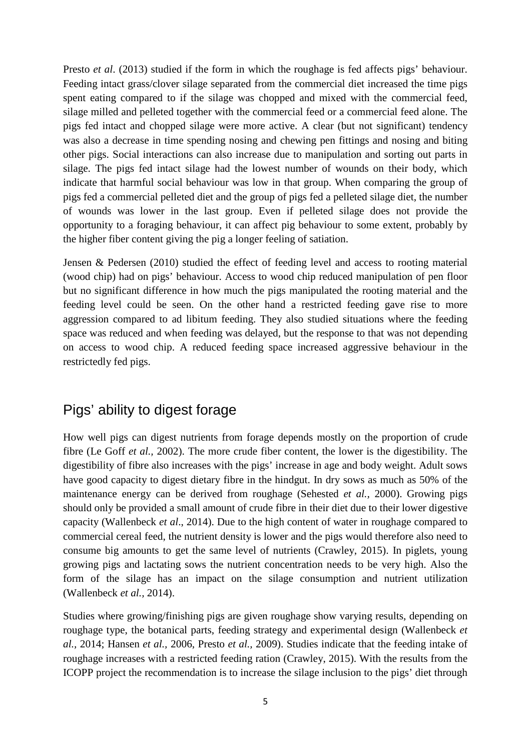Presto *et al*. (2013) studied if the form in which the roughage is fed affects pigs' behaviour. Feeding intact grass/clover silage separated from the commercial diet increased the time pigs spent eating compared to if the silage was chopped and mixed with the commercial feed, silage milled and pelleted together with the commercial feed or a commercial feed alone. The pigs fed intact and chopped silage were more active. A clear (but not significant) tendency was also a decrease in time spending nosing and chewing pen fittings and nosing and biting other pigs. Social interactions can also increase due to manipulation and sorting out parts in silage. The pigs fed intact silage had the lowest number of wounds on their body, which indicate that harmful social behaviour was low in that group. When comparing the group of pigs fed a commercial pelleted diet and the group of pigs fed a pelleted silage diet, the number of wounds was lower in the last group. Even if pelleted silage does not provide the opportunity to a foraging behaviour, it can affect pig behaviour to some extent, probably by the higher fiber content giving the pig a longer feeling of satiation.

Jensen & Pedersen (2010) studied the effect of feeding level and access to rooting material (wood chip) had on pigs' behaviour. Access to wood chip reduced manipulation of pen floor but no significant difference in how much the pigs manipulated the rooting material and the feeding level could be seen. On the other hand a restricted feeding gave rise to more aggression compared to ad libitum feeding. They also studied situations where the feeding space was reduced and when feeding was delayed, but the response to that was not depending on access to wood chip. A reduced feeding space increased aggressive behaviour in the restrictedly fed pigs.

## Pigs' ability to digest forage

How well pigs can digest nutrients from forage depends mostly on the proportion of crude fibre (Le Goff *et al.,* 2002). The more crude fiber content, the lower is the digestibility. The digestibility of fibre also increases with the pigs' increase in age and body weight. Adult sows have good capacity to digest dietary fibre in the hindgut. In dry sows as much as 50% of the maintenance energy can be derived from roughage (Sehested *et al.,* 2000). Growing pigs should only be provided a small amount of crude fibre in their diet due to their lower digestive capacity (Wallenbeck *et al*., 2014). Due to the high content of water in roughage compared to commercial cereal feed, the nutrient density is lower and the pigs would therefore also need to consume big amounts to get the same level of nutrients (Crawley, 2015). In piglets, young growing pigs and lactating sows the nutrient concentration needs to be very high. Also the form of the silage has an impact on the silage consumption and nutrient utilization (Wallenbeck *et al.,* 2014).

Studies where growing/finishing pigs are given roughage show varying results, depending on roughage type, the botanical parts, feeding strategy and experimental design (Wallenbeck *et al.,* 2014; Hansen *et al.,* 2006, Presto *et al.,* 2009). Studies indicate that the feeding intake of roughage increases with a restricted feeding ration (Crawley, 2015). With the results from the ICOPP project the recommendation is to increase the silage inclusion to the pigs' diet through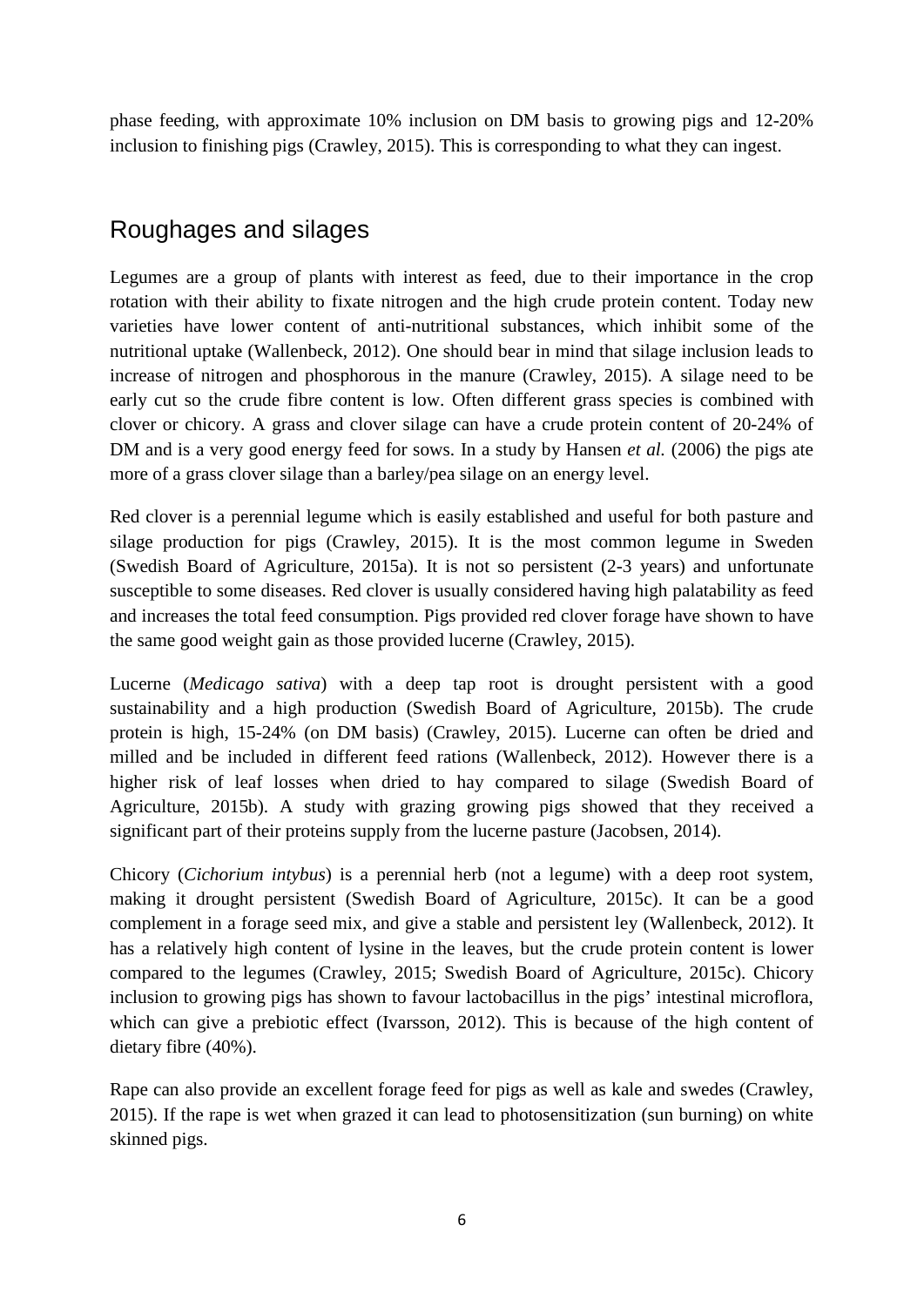phase feeding, with approximate 10% inclusion on DM basis to growing pigs and 12-20% inclusion to finishing pigs (Crawley, 2015). This is corresponding to what they can ingest.

## Roughages and silages

Legumes are a group of plants with interest as feed, due to their importance in the crop rotation with their ability to fixate nitrogen and the high crude protein content. Today new varieties have lower content of anti-nutritional substances, which inhibit some of the nutritional uptake (Wallenbeck, 2012). One should bear in mind that silage inclusion leads to increase of nitrogen and phosphorous in the manure (Crawley, 2015). A silage need to be early cut so the crude fibre content is low. Often different grass species is combined with clover or chicory. A grass and clover silage can have a crude protein content of 20-24% of DM and is a very good energy feed for sows. In a study by Hansen *et al.* (2006) the pigs ate more of a grass clover silage than a barley/pea silage on an energy level.

Red clover is a perennial legume which is easily established and useful for both pasture and silage production for pigs (Crawley, 2015). It is the most common legume in Sweden (Swedish Board of Agriculture, 2015a). It is not so persistent (2-3 years) and unfortunate susceptible to some diseases. Red clover is usually considered having high palatability as feed and increases the total feed consumption. Pigs provided red clover forage have shown to have the same good weight gain as those provided lucerne (Crawley, 2015).

Lucerne (*Medicago sativa*) with a deep tap root is drought persistent with a good sustainability and a high production (Swedish Board of Agriculture, 2015b). The crude protein is high, 15-24% (on DM basis) (Crawley, 2015). Lucerne can often be dried and milled and be included in different feed rations (Wallenbeck, 2012). However there is a higher risk of leaf losses when dried to hay compared to silage (Swedish Board of Agriculture, 2015b). A study with grazing growing pigs showed that they received a significant part of their proteins supply from the lucerne pasture (Jacobsen, 2014).

Chicory (*Cichorium intybus*) is a perennial herb (not a legume) with a deep root system, making it drought persistent (Swedish Board of Agriculture, 2015c). It can be a good complement in a forage seed mix, and give a stable and persistent ley (Wallenbeck, 2012). It has a relatively high content of lysine in the leaves, but the crude protein content is lower compared to the legumes (Crawley, 2015; Swedish Board of Agriculture, 2015c). Chicory inclusion to growing pigs has shown to favour lactobacillus in the pigs' intestinal microflora, which can give a prebiotic effect (Ivarsson, 2012). This is because of the high content of dietary fibre (40%).

Rape can also provide an excellent forage feed for pigs as well as kale and swedes (Crawley, 2015). If the rape is wet when grazed it can lead to photosensitization (sun burning) on white skinned pigs.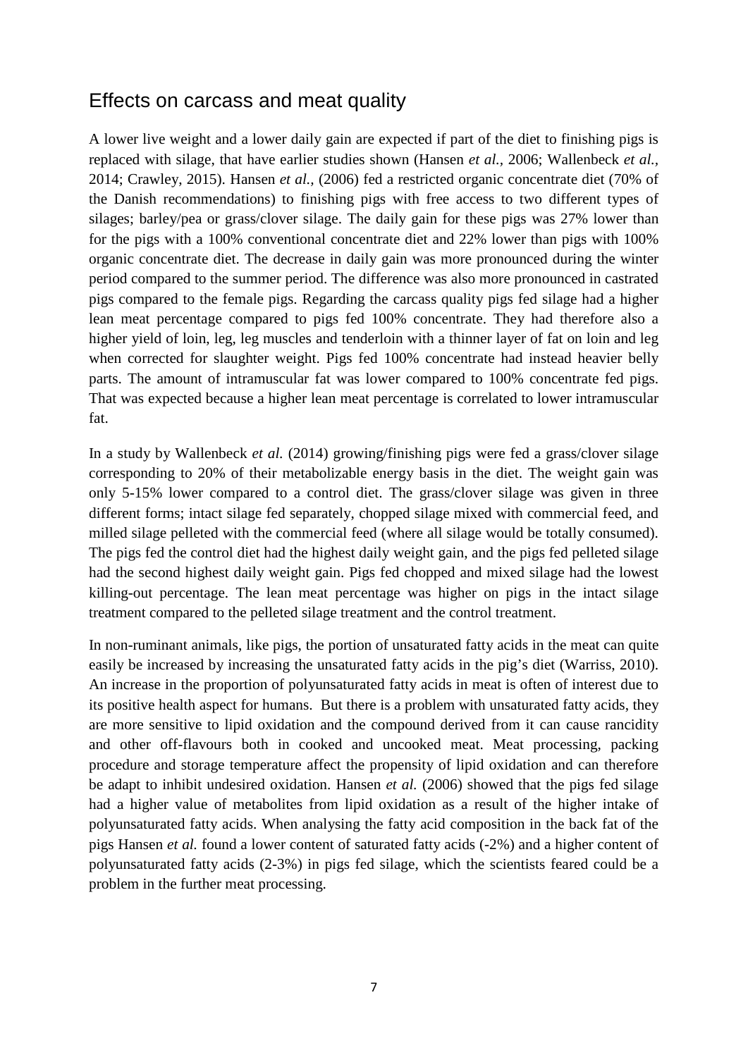## Effects on carcass and meat quality

A lower live weight and a lower daily gain are expected if part of the diet to finishing pigs is replaced with silage, that have earlier studies shown (Hansen *et al.*, 2006; Wallenbeck *et al.*, 2014; Crawley, 2015). Hansen *et al.*, (2006) fed a restricted organic concentrate diet (70% of the Danish recommendations) to finishing pigs with free access to two different types of silages; barley/pea or grass/clover silage. The daily gain for these pigs was 27% lower than for the pigs with a 100% conventional concentrate diet and 22% lower than pigs with 100% organic concentrate diet. The decrease in daily gain was more pronounced during the winter period compared to the summer period. The difference was also more pronounced in castrated pigs compared to the female pigs. Regarding the carcass quality pigs fed silage had a higher lean meat percentage compared to pigs fed 100% concentrate. They had therefore also a higher yield of loin, leg, leg muscles and tenderloin with a thinner layer of fat on loin and leg when corrected for slaughter weight. Pigs fed 100% concentrate had instead heavier belly parts. The amount of intramuscular fat was lower compared to 100% concentrate fed pigs. That was expected because a higher lean meat percentage is correlated to lower intramuscular fat.

In a study by Wallenbeck *et al.* (2014) growing/finishing pigs were fed a grass/clover silage corresponding to 20% of their metabolizable energy basis in the diet. The weight gain was only 5-15% lower compared to a control diet. The grass/clover silage was given in three different forms; intact silage fed separately, chopped silage mixed with commercial feed, and milled silage pelleted with the commercial feed (where all silage would be totally consumed). The pigs fed the control diet had the highest daily weight gain, and the pigs fed pelleted silage had the second highest daily weight gain. Pigs fed chopped and mixed silage had the lowest killing-out percentage. The lean meat percentage was higher on pigs in the intact silage treatment compared to the pelleted silage treatment and the control treatment.

In non-ruminant animals, like pigs, the portion of unsaturated fatty acids in the meat can quite easily be increased by increasing the unsaturated fatty acids in the pig's diet (Warriss, 2010). An increase in the proportion of polyunsaturated fatty acids in meat is often of interest due to its positive health aspect for humans. But there is a problem with unsaturated fatty acids, they are more sensitive to lipid oxidation and the compound derived from it can cause rancidity and other off-flavours both in cooked and uncooked meat. Meat processing, packing procedure and storage temperature affect the propensity of lipid oxidation and can therefore be adapt to inhibit undesired oxidation. Hansen *et al.* (2006) showed that the pigs fed silage had a higher value of metabolites from lipid oxidation as a result of the higher intake of polyunsaturated fatty acids. When analysing the fatty acid composition in the back fat of the pigs Hansen *et al.* found a lower content of saturated fatty acids (-2%) and a higher content of polyunsaturated fatty acids (2-3%) in pigs fed silage, which the scientists feared could be a problem in the further meat processing.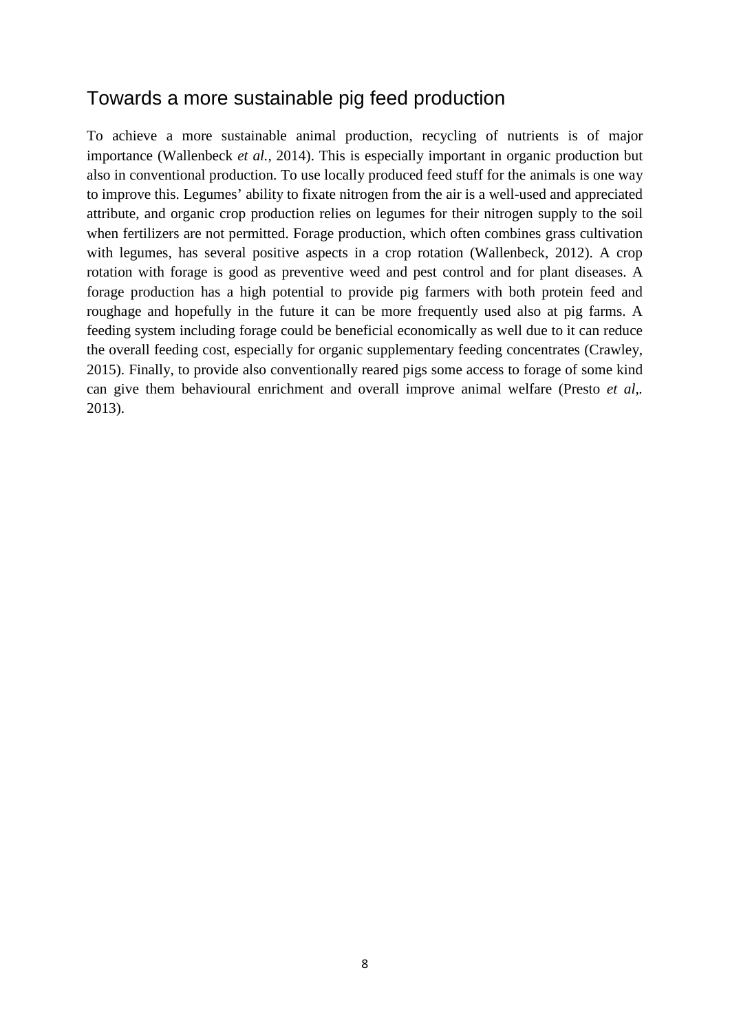## Towards a more sustainable pig feed production

To achieve a more sustainable animal production, recycling of nutrients is of major importance (Wallenbeck *et al.*, 2014). This is especially important in organic production but also in conventional production. To use locally produced feed stuff for the animals is one way to improve this. Legumes' ability to fixate nitrogen from the air is a well-used and appreciated attribute, and organic crop production relies on legumes for their nitrogen supply to the soil when fertilizers are not permitted. Forage production, which often combines grass cultivation with legumes, has several positive aspects in a crop rotation (Wallenbeck, 2012). A crop rotation with forage is good as preventive weed and pest control and for plant diseases. A forage production has a high potential to provide pig farmers with both protein feed and roughage and hopefully in the future it can be more frequently used also at pig farms. A feeding system including forage could be beneficial economically as well due to it can reduce the overall feeding cost, especially for organic supplementary feeding concentrates (Crawley, 2015). Finally, to provide also conventionally reared pigs some access to forage of some kind can give them behavioural enrichment and overall improve animal welfare (Presto *et al*,. 2013).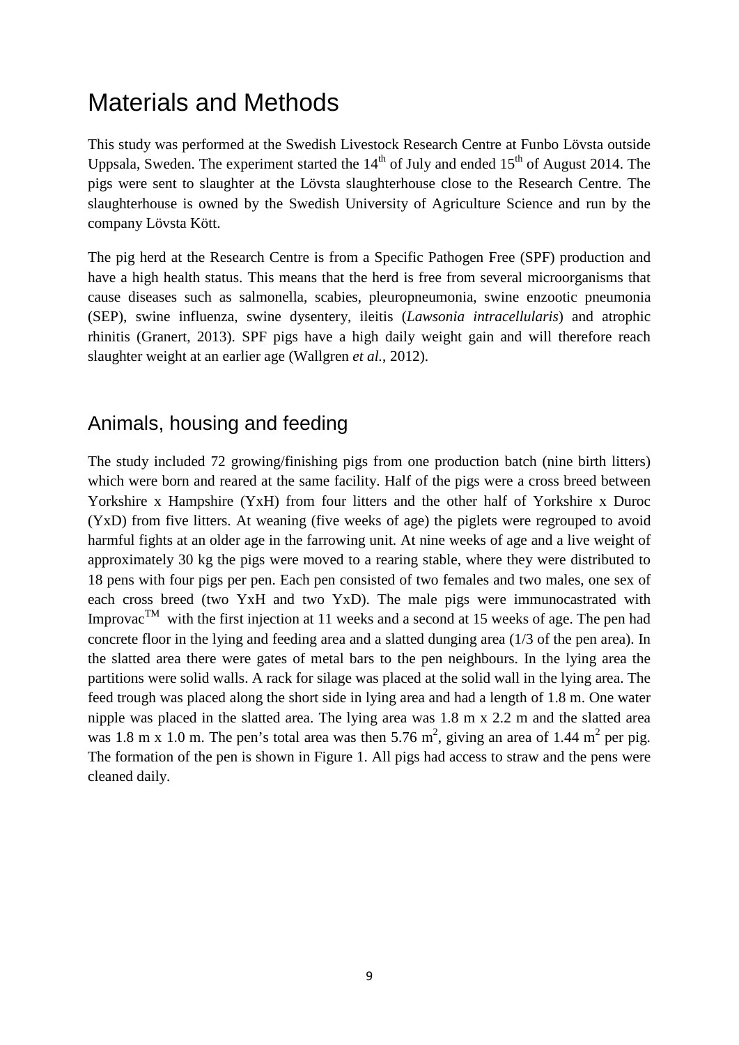# Materials and Methods

This study was performed at the Swedish Livestock Research Centre at Funbo Lövsta outside Uppsala, Sweden. The experiment started the 14th of July and ended 15th of August 2014. The pigs were sent to slaughter at the Lövsta slaughterhouse close to the Research Centre. The slaughterhouse is owned by the Swedish University of Agriculture Science and run by the company Lövsta Kött.

The pig herd at the Research Centre is from a Specific Pathogen Free (SPF) production and have a high health status. This means that the herd is free from several microorganisms that cause diseases such as salmonella, scabies, pleuropneumonia, swine enzootic pneumonia (SEP), swine influenza, swine dysentery, ileitis (*Lawsonia intracellularis*) and atrophic rhinitis (Granert, 2013). SPF pigs have a high daily weight gain and will therefore reach slaughter weight at an earlier age (Wallgren *et al.*, 2012).

## Animals, housing and feeding

The study included 72 growing/finishing pigs from one production batch (nine birth litters) which were born and reared at the same facility. Half of the pigs were a cross breed between Yorkshire x Hampshire (YxH) from four litters and the other half of Yorkshire x Duroc (YxD) from five litters. At weaning (five weeks of age) the piglets were regrouped to avoid harmful fights at an older age in the farrowing unit. At nine weeks of age and a live weight of approximately 30 kg the pigs were moved to a rearing stable, where they were distributed to 18 pens with four pigs per pen. Each pen consisted of two females and two males, one sex of each cross breed (two YxH and two YxD). The male pigs were immunocastrated with Improvac™ with the first injection at 11 weeks and a second at 15 weeks of age. The pen had concrete floor in the lying and feeding area and a slatted dunging area (1/3 of the pen area). In the slatted area there were gates of metal bars to the pen neighbours. In the lying area the partitions were solid walls. A rack for silage was placed at the solid wall in the lying area. The feed trough was placed along the short side in lying area and had a length of 1.8 m. One water nipple was placed in the slatted area. The lying area was 1.8 m x 2.2 m and the slatted area was 1.8 m x 1.0 m. The pen's total area was then 5.76 $m^2$, giving an area of 1.44 $m^2$ per pig. The formation of the pen is shown in Figure 1. All pigs had access to straw and the pens were cleaned daily.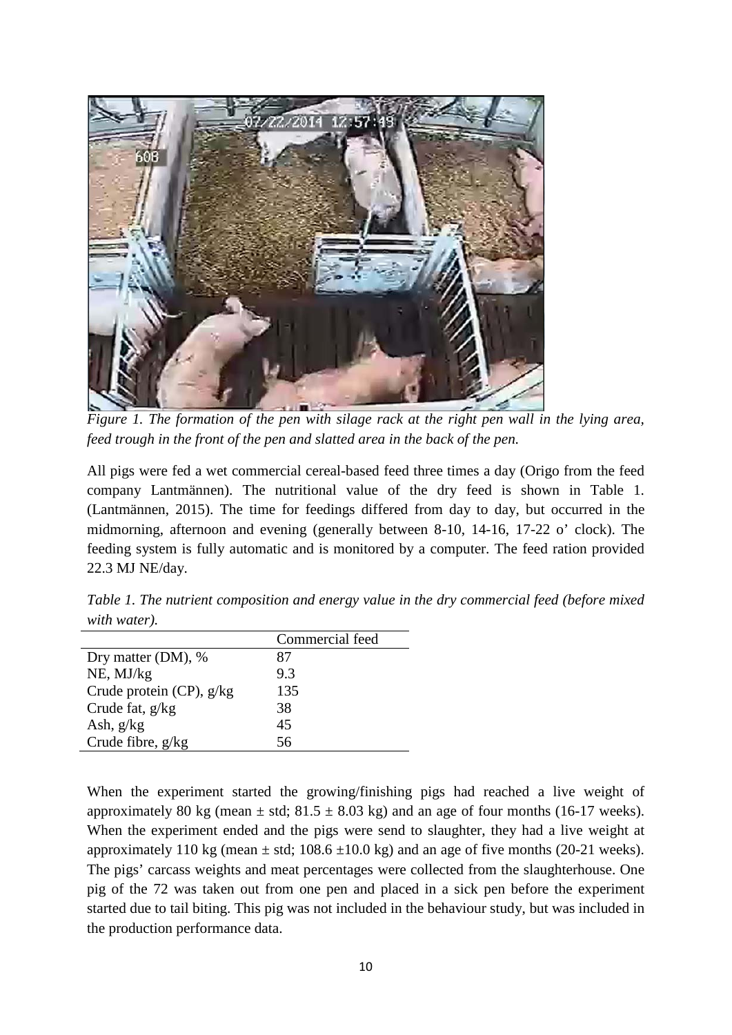*Figure 1. The formation of the pen with silage rack at the right pen wall in the lying area, feed trough in the front of the pen and slatted area in the back of the pen.*

All pigs were fed a wet commercial cereal-based feed three times a day (Origo from the feed company Lantmännen). The nutritional value of the dry feed is shown in Table 1. (Lantmännen, 2015). The time for feedings differed from day to day, but occurred in the midmorning, afternoon and evening (generally between 8-10, 14-16, 17-22 o' clock). The feeding system is fully automatic and is monitored by a computer. The feed ration provided 22.3 MJ NE/day.

*Table 1. The nutrient composition and energy value in the dry commercial feed (before mixed with water).*

| | Commercial feed |
|---|---|
| Dry matter (DM), % | 87 |
| NE, MJ/kg | 9.3 |
| Crude protein (CP), g/kg | 135 |
| Crude fat, g/kg | 38 |
| Ash, g/kg | 45 |
| Crude fibre, g/kg | 56 |

When the experiment started the growing/finishing pigs had reached a live weight of approximately 80 kg (mean ± std; 81.5 ± 8.03 kg) and an age of four months (16-17 weeks). When the experiment ended and the pigs were send to slaughter, they had a live weight at approximately 110 kg (mean ± std; 108.6 ±10.0 kg) and an age of five months (20-21 weeks). The pigs' carcass weights and meat percentages were collected from the slaughterhouse. One pig of the 72 was taken out from one pen and placed in a sick pen before the experiment started due to tail biting. This pig was not included in the behaviour study, but was included in the production performance data.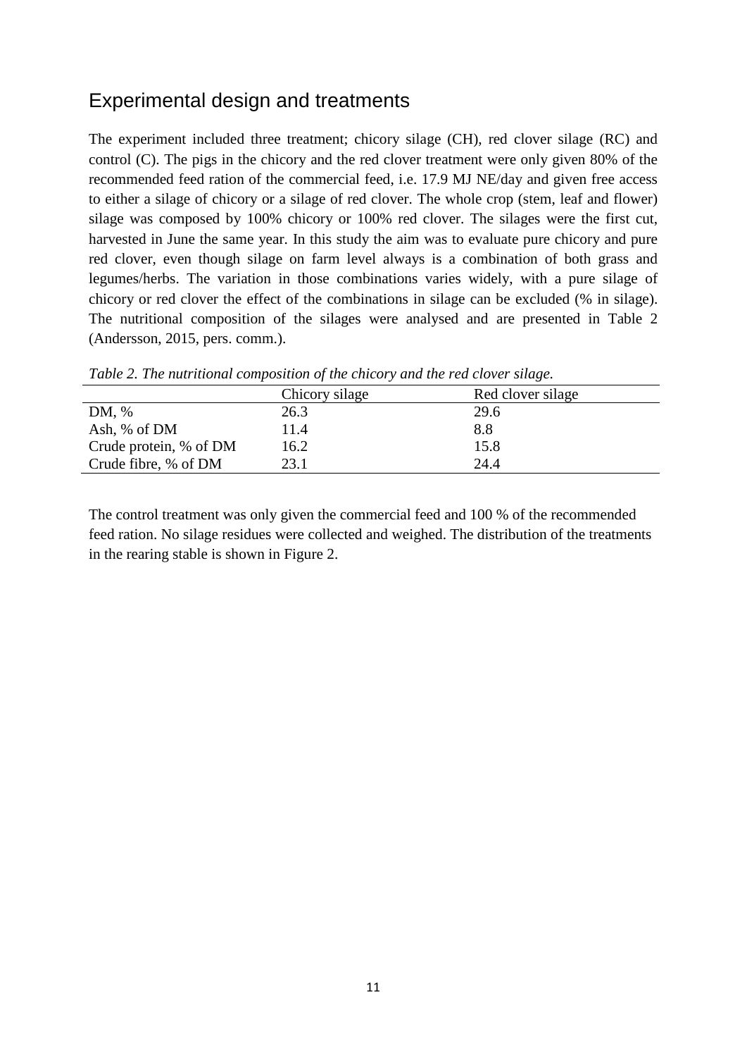## Experimental design and treatments

The experiment included three treatment; chicory silage (CH), red clover silage (RC) and control (C). The pigs in the chicory and the red clover treatment were only given 80% of the recommended feed ration of the commercial feed, i.e. 17.9 MJ NE/day and given free access to either a silage of chicory or a silage of red clover. The whole crop (stem, leaf and flower) silage was composed by 100% chicory or 100% red clover. The silages were the first cut, harvested in June the same year. In this study the aim was to evaluate pure chicory and pure red clover, even though silage on farm level always is a combination of both grass and legumes/herbs. The variation in those combinations varies widely, with a pure silage of chicory or red clover the effect of the combinations in silage can be excluded (% in silage). The nutritional composition of the silages were analysed and are presented in Table 2 (Andersson, 2015, pers. comm.).

*Table 2. The nutritional composition of the chicory and the red clover silage.*

| | Chicory silage | Red clover silage |
|---|---|---|
| DM, % | 26.3 | 29.6 |
| Ash, % of DM | 11.4 | 8.8 |
| Crude protein, % of DM | 16.2 | 15.8 |
| Crude fibre, % of DM | 23.1 | 24.4 |

The control treatment was only given the commercial feed and 100 % of the recommended feed ration. No silage residues were collected and weighed. The distribution of the treatments in the rearing stable is shown in Figure 2.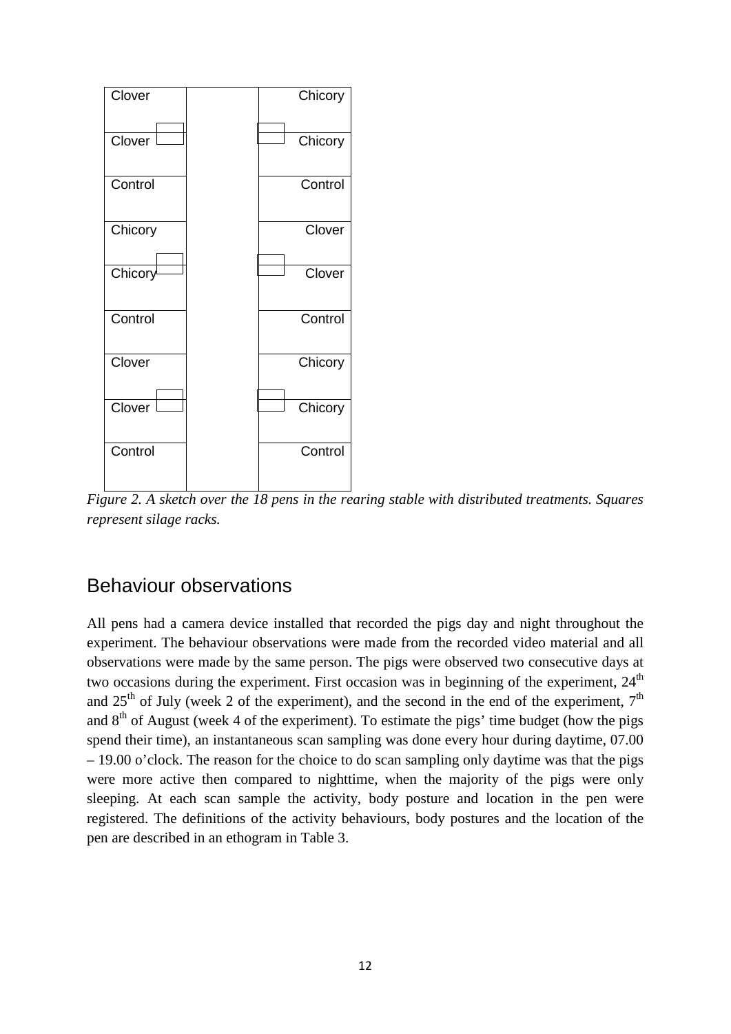| Left pens | | Right pens |
|---|---|---|
| Clover | | Chicory |
| Clover | | Chicory |
| Control | | Control |
| Chicory | | Clover |
| Chicory | | Clover |
| Control | | Control |
| Clover | | Chicory |
| Clover | | Chicory |
| Control | | Control |

*Figure 2. A sketch over the 18 pens in the rearing stable with distributed treatments. Squares represent silage racks.*

## Behaviour observations

All pens had a camera device installed that recorded the pigs day and night throughout the experiment. The behaviour observations were made from the recorded video material and all observations were made by the same person. The pigs were observed two consecutive days at two occasions during the experiment. First occasion was in beginning of the experiment, 24th and 25th of July (week 2 of the experiment), and the second in the end of the experiment, 7th and 8th of August (week 4 of the experiment). To estimate the pigs' time budget (how the pigs spend their time), an instantaneous scan sampling was done every hour during daytime, 07.00 – 19.00 o'clock. The reason for the choice to do scan sampling only daytime was that the pigs were more active then compared to nighttime, when the majority of the pigs were only sleeping. At each scan sample the activity, body posture and location in the pen were registered. The definitions of the activity behaviours, body postures and the location of the pen are described in an ethogram in Table 3.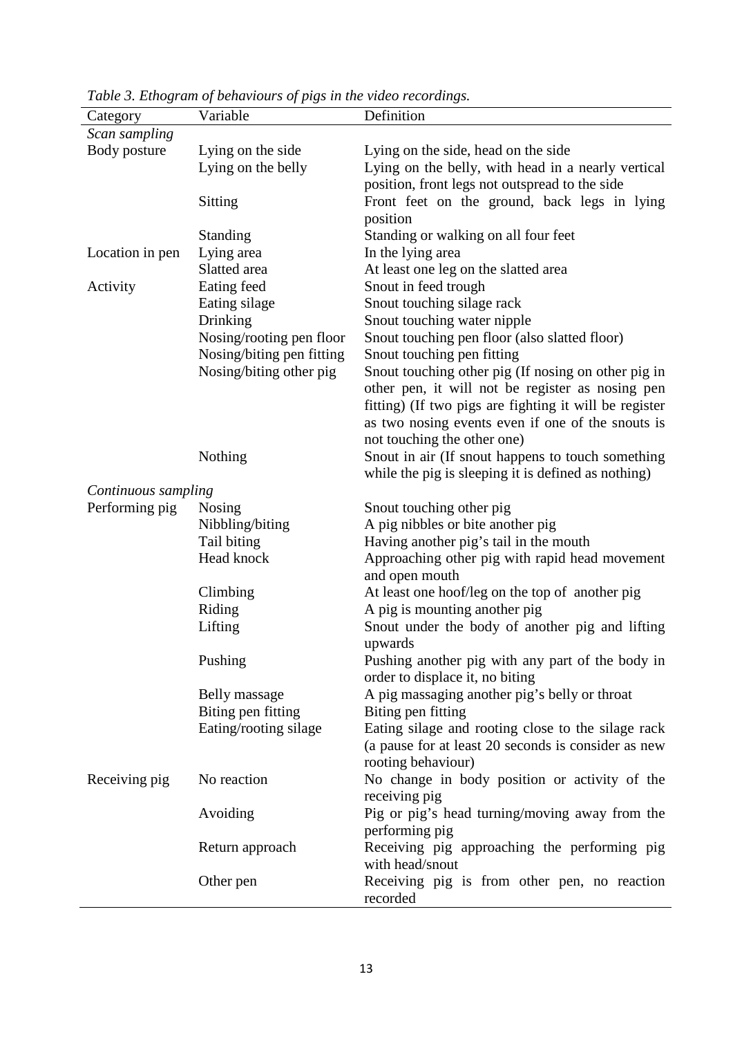*Table 3. Ethogram of behaviours of pigs in the video recordings.*

| Category | Variable | Definition |
|---|---|---|
| *Scan sampling* | | |
| Body posture | Lying on the side | Lying on the side, head on the side |
| | Lying on the belly | Lying on the belly, with head in a nearly vertical position, front legs not outspread to the side |
| | Sitting | Front feet on the ground, back legs in lying position |
| | Standing | Standing or walking on all four feet |
| Location in pen | Lying area | In the lying area |
| | Slatted area | At least one leg on the slatted area |
| Activity | Eating feed | Snout in feed trough |
| | Eating silage | Snout touching silage rack |
| | Drinking | Snout touching water nipple |
| | Nosing/rooting pen floor | Snout touching pen floor (also slatted floor) |
| | Nosing/biting pen fitting | Snout touching pen fitting |
| | Nosing/biting other pig | Snout touching other pig (If nosing on other pig in other pen, it will not be register as nosing pen fitting) (If two pigs are fighting it will be register as two nosing events even if one of the snouts is not touching the other one) |
| | Nothing | Snout in air (If snout happens to touch something while the pig is sleeping it is defined as nothing) |
| *Continuous sampling* | | |
| Performing pig | Nosing | Snout touching other pig |
| | Nibbling/biting | A pig nibbles or bite another pig |
| | Tail biting | Having another pig's tail in the mouth |
| | Head knock | Approaching other pig with rapid head movement and open mouth |
| | Climbing | At least one hoof/leg on the top of another pig |
| | Riding | A pig is mounting another pig |
| | Lifting | Snout under the body of another pig and lifting upwards |
| | Pushing | Pushing another pig with any part of the body in order to displace it, no biting |
| | Belly massage | A pig massaging another pig's belly or throat |
| | Biting pen fitting | Biting pen fitting |
| | Eating/rooting silage | Eating silage and rooting close to the silage rack (a pause for at least 20 seconds is consider as new rooting behaviour) |
| Receiving pig | No reaction | No change in body position or activity of the receiving pig |
| | Avoiding | Pig or pig's head turning/moving away from the performing pig |
| | Return approach | Receiving pig approaching the performing pig with head/snout |
| | Other pen | Receiving pig is from other pen, no reaction recorded |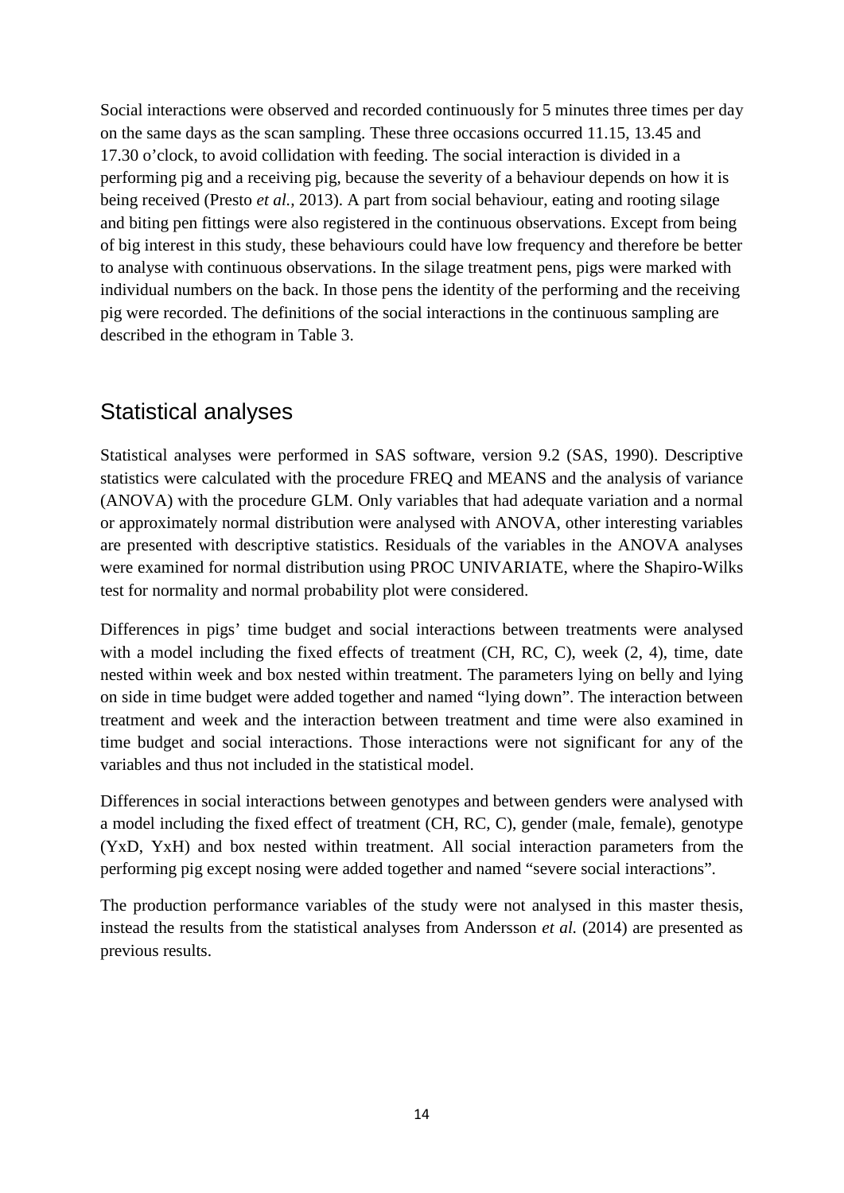Social interactions were observed and recorded continuously for 5 minutes three times per day on the same days as the scan sampling. These three occasions occurred 11.15, 13.45 and 17.30 o'clock, to avoid collidation with feeding. The social interaction is divided in a performing pig and a receiving pig, because the severity of a behaviour depends on how it is being received (Presto *et al.,* 2013). A part from social behaviour, eating and rooting silage and biting pen fittings were also registered in the continuous observations. Except from being of big interest in this study, these behaviours could have low frequency and therefore be better to analyse with continuous observations. In the silage treatment pens, pigs were marked with individual numbers on the back. In those pens the identity of the performing and the receiving pig were recorded. The definitions of the social interactions in the continuous sampling are described in the ethogram in Table 3.

## Statistical analyses

Statistical analyses were performed in SAS software, version 9.2 (SAS, 1990). Descriptive statistics were calculated with the procedure FREQ and MEANS and the analysis of variance (ANOVA) with the procedure GLM. Only variables that had adequate variation and a normal or approximately normal distribution were analysed with ANOVA, other interesting variables are presented with descriptive statistics. Residuals of the variables in the ANOVA analyses were examined for normal distribution using PROC UNIVARIATE, where the Shapiro-Wilks test for normality and normal probability plot were considered.

Differences in pigs' time budget and social interactions between treatments were analysed with a model including the fixed effects of treatment (CH, RC, C), week (2, 4), time, date nested within week and box nested within treatment. The parameters lying on belly and lying on side in time budget were added together and named "lying down". The interaction between treatment and week and the interaction between treatment and time were also examined in time budget and social interactions. Those interactions were not significant for any of the variables and thus not included in the statistical model.

Differences in social interactions between genotypes and between genders were analysed with a model including the fixed effect of treatment (CH, RC, C), gender (male, female), genotype (YxD, YxH) and box nested within treatment. All social interaction parameters from the performing pig except nosing were added together and named "severe social interactions".

The production performance variables of the study were not analysed in this master thesis, instead the results from the statistical analyses from Andersson *et al.* (2014) are presented as previous results.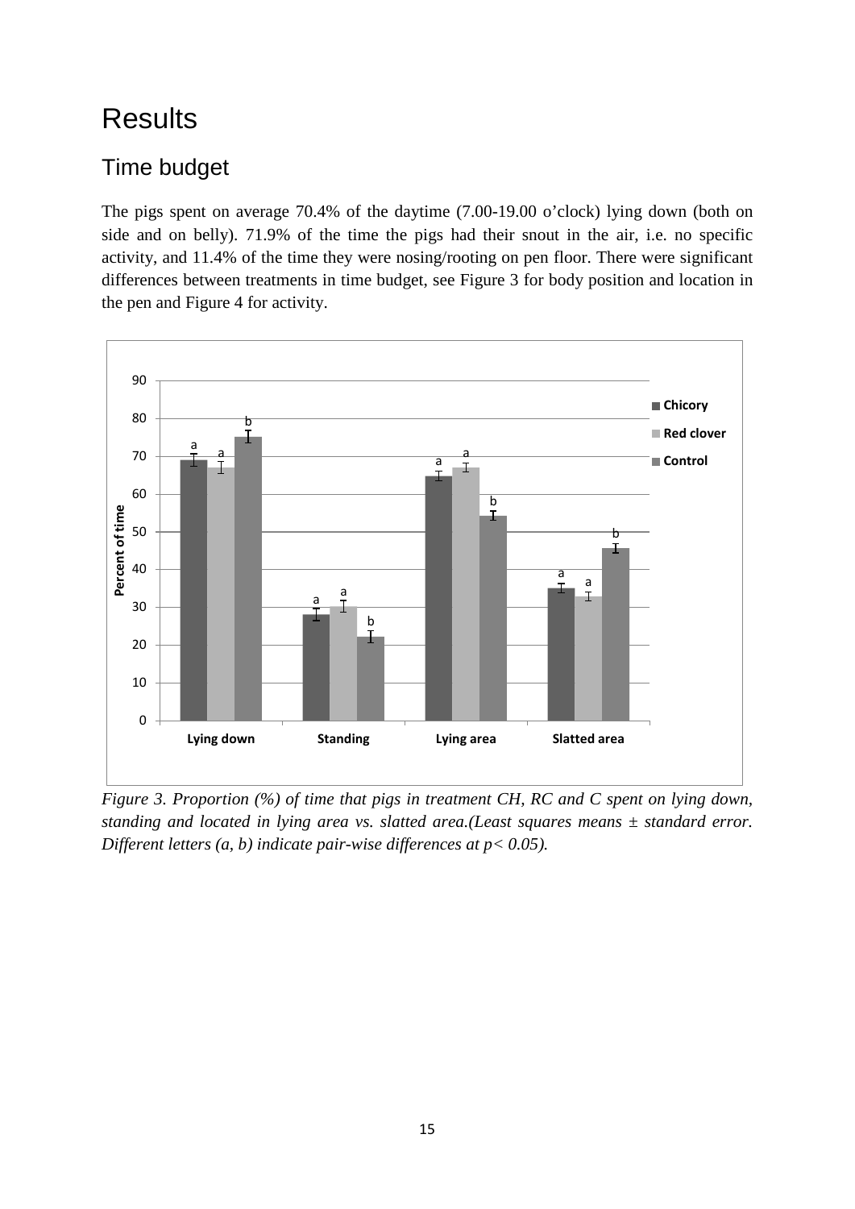# Results

## Time budget

The pigs spent on average 70.4% of the daytime (7.00-19.00 o'clock) lying down (both on side and on belly). 71.9% of the time the pigs had their snout in the air, i.e. no specific activity, and 11.4% of the time they were nosing/rooting on pen floor. There were significant differences between treatments in time budget, see Figure 3 for body position and location in the pen and Figure 4 for activity.

*Figure 3. Proportion (%) of time that pigs in treatment CH, RC and C spent on lying down, standing and located in lying area vs. slatted area.(Least squares means ± standard error. Different letters (a, b) indicate pair-wise differences at p< 0.05).*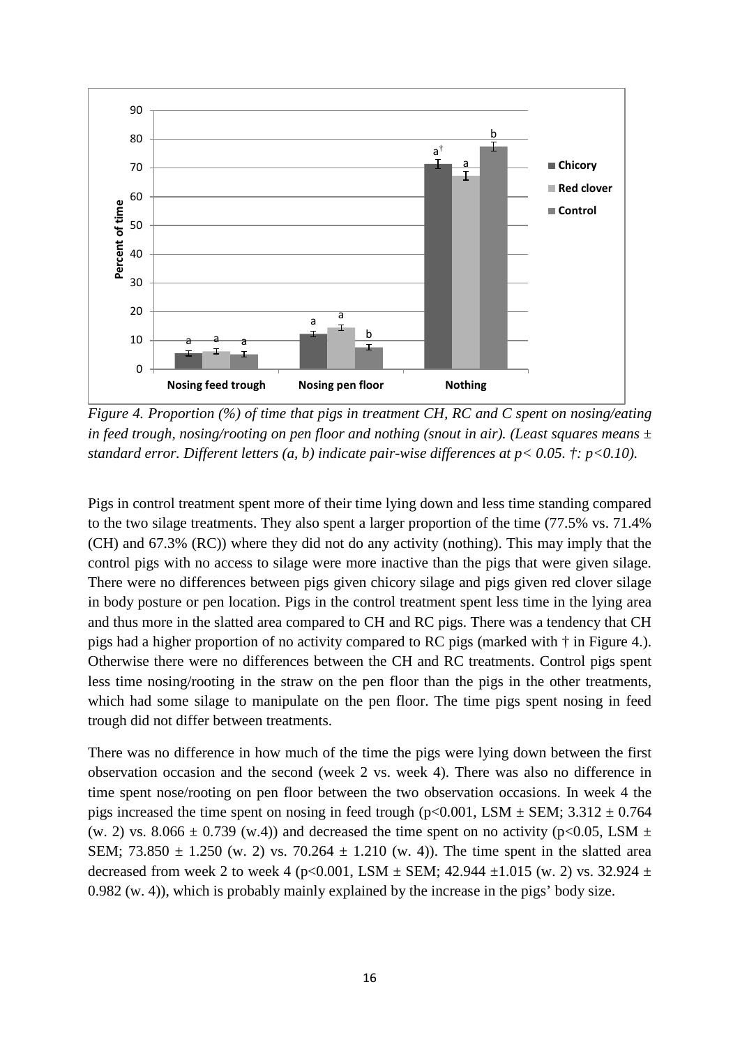*Figure 4. Proportion (%) of time that pigs in treatment CH, RC and C spent on nosing/eating in feed trough, nosing/rooting on pen floor and nothing (snout in air). (Least squares means ± standard error. Different letters (a, b) indicate pair-wise differences at $p < 0.05$. †: $p<0.10$).*

Pigs in control treatment spent more of their time lying down and less time standing compared to the two silage treatments. They also spent a larger proportion of the time (77.5% vs. 71.4% (CH) and 67.3% (RC)) where they did not do any activity (nothing). This may imply that the control pigs with no access to silage were more inactive than the pigs that were given silage. There were no differences between pigs given chicory silage and pigs given red clover silage in body posture or pen location. Pigs in the control treatment spent less time in the lying area and thus more in the slatted area compared to CH and RC pigs. There was a tendency that CH pigs had a higher proportion of no activity compared to RC pigs (marked with † in Figure 4.). Otherwise there were no differences between the CH and RC treatments. Control pigs spent less time nosing/rooting in the straw on the pen floor than the pigs in the other treatments, which had some silage to manipulate on the pen floor. The time pigs spent nosing in feed trough did not differ between treatments.

There was no difference in how much of the time the pigs were lying down between the first observation occasion and the second (week 2 vs. week 4). There was also no difference in time spent nose/rooting on pen floor between the two observation occasions. In week 4 the pigs increased the time spent on nosing in feed trough ($p<0.001$, LSM ± SEM; 3.312 ± 0.764 (w. 2) vs. 8.066 ± 0.739 (w.4)) and decreased the time spent on no activity ($p<0.05$, LSM ± SEM; 73.850 ± 1.250 (w. 2) vs. 70.264 ± 1.210 (w. 4)). The time spent in the slatted area decreased from week 2 to week 4 ($p<0.001$, LSM ± SEM; 42.944 ±1.015 (w. 2) vs. 32.924 ± 0.982 (w. 4)), which is probably mainly explained by the increase in the pigs' body size.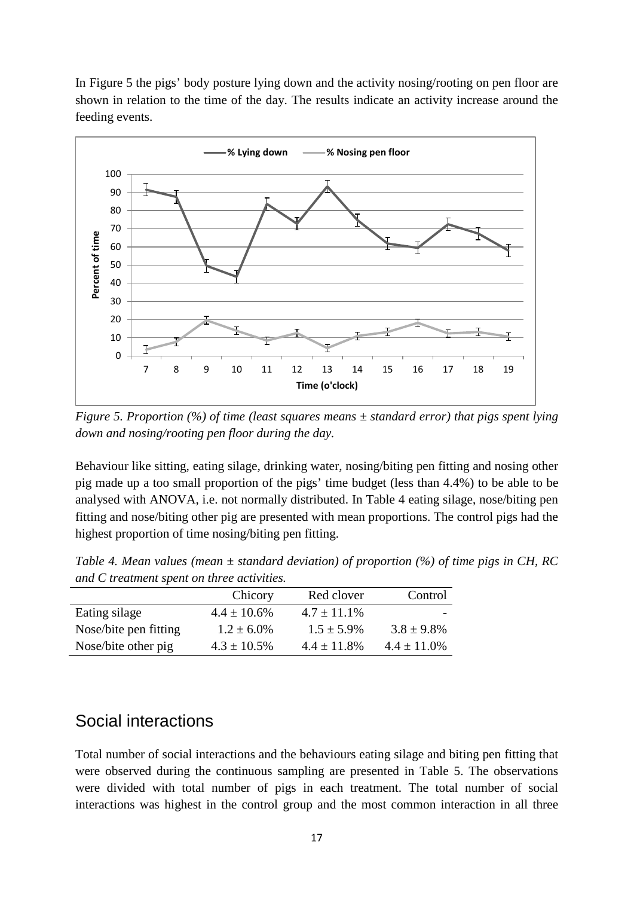In Figure 5 the pigs' body posture lying down and the activity nosing/rooting on pen floor are shown in relation to the time of the day. The results indicate an activity increase around the feeding events.

*Figure 5. Proportion (%) of time (least squares means ± standard error) that pigs spent lying down and nosing/rooting pen floor during the day.*

Behaviour like sitting, eating silage, drinking water, nosing/biting pen fitting and nosing other pig made up a too small proportion of the pigs' time budget (less than 4.4%) to be able to be analysed with ANOVA, i.e. not normally distributed. In Table 4 eating silage, nose/biting pen fitting and nose/biting other pig are presented with mean proportions. The control pigs had the highest proportion of time nosing/biting pen fitting.

*Table 4. Mean values (mean ± standard deviation) of proportion (%) of time pigs in CH, RC and C treatment spent on three activities.*

| | Chicory | Red clover | Control |
|---|---|---|---|
| Eating silage | 4.4 ± 10.6% | 4.7 ± 11.1% | - |
| Nose/bite pen fitting | 1.2 ± 6.0% | 1.5 ± 5.9% | 3.8 ± 9.8% |
| Nose/bite other pig | 4.3 ± 10.5% | 4.4 ± 11.8% | 4.4 ± 11.0% |

## Social interactions

Total number of social interactions and the behaviours eating silage and biting pen fitting that were observed during the continuous sampling are presented in Table 5. The observations were divided with total number of pigs in each treatment. The total number of social interactions was highest in the control group and the most common interaction in all three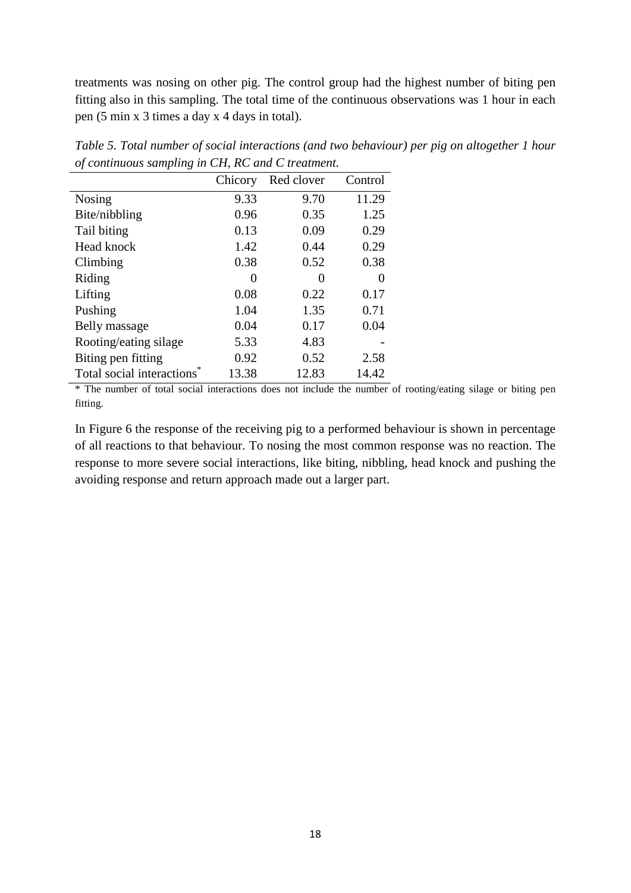treatments was nosing on other pig. The control group had the highest number of biting pen fitting also in this sampling. The total time of the continuous observations was 1 hour in each pen (5 min x 3 times a day x 4 days in total).

*Table 5. Total number of social interactions (and two behaviour) per pig on altogether 1 hour of continuous sampling in CH, RC and C treatment.*

| | Chicory | Red clover | Control |
|---|---|---|---|
| Nosing | 9.33 | 9.70 | 11.29 |
| Bite/nibbling | 0.96 | 0.35 | 1.25 |
| Tail biting | 0.13 | 0.09 | 0.29 |
| Head knock | 1.42 | 0.44 | 0.29 |
| Climbing | 0.38 | 0.52 | 0.38 |
| Riding | 0 | 0 | 0 |
| Lifting | 0.08 | 0.22 | 0.17 |
| Pushing | 1.04 | 1.35 | 0.71 |
| Belly massage | 0.04 | 0.17 | 0.04 |
| Rooting/eating silage | 5.33 | 4.83 | - |
| Biting pen fitting | 0.92 | 0.52 | 2.58 |
| Total social interactions* | 13.38 | 12.83 | 14.42 |

\* The number of total social interactions does not include the number of rooting/eating silage or biting pen fitting.

In Figure 6 the response of the receiving pig to a performed behaviour is shown in percentage of all reactions to that behaviour. To nosing the most common response was no reaction. The response to more severe social interactions, like biting, nibbling, head knock and pushing the avoiding response and return approach made out a larger part.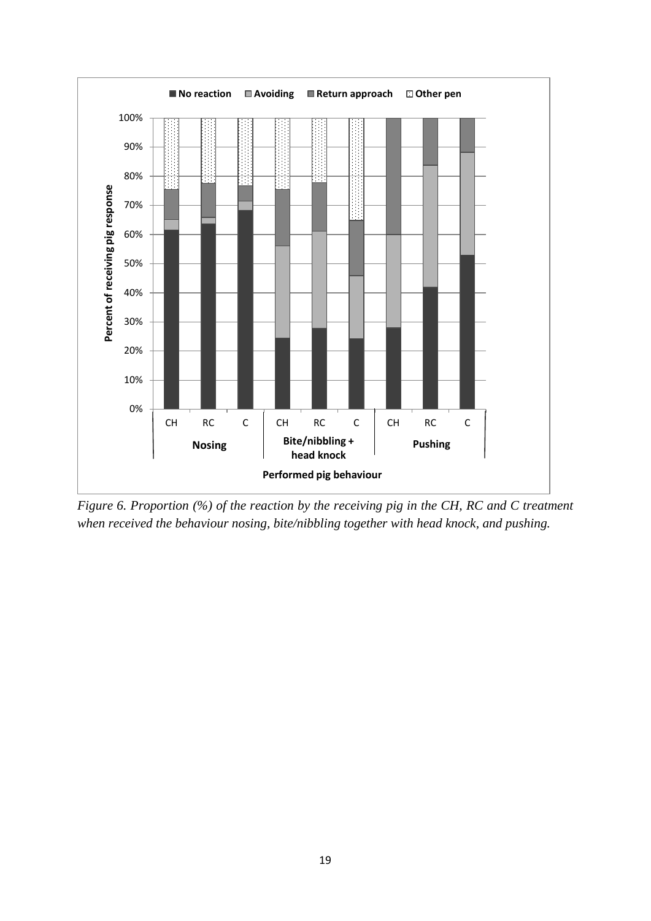*Figure 6. Proportion (%) of the reaction by the receiving pig in the CH, RC and C treatment when received the behaviour nosing, bite/nibbling together with head knock, and pushing.*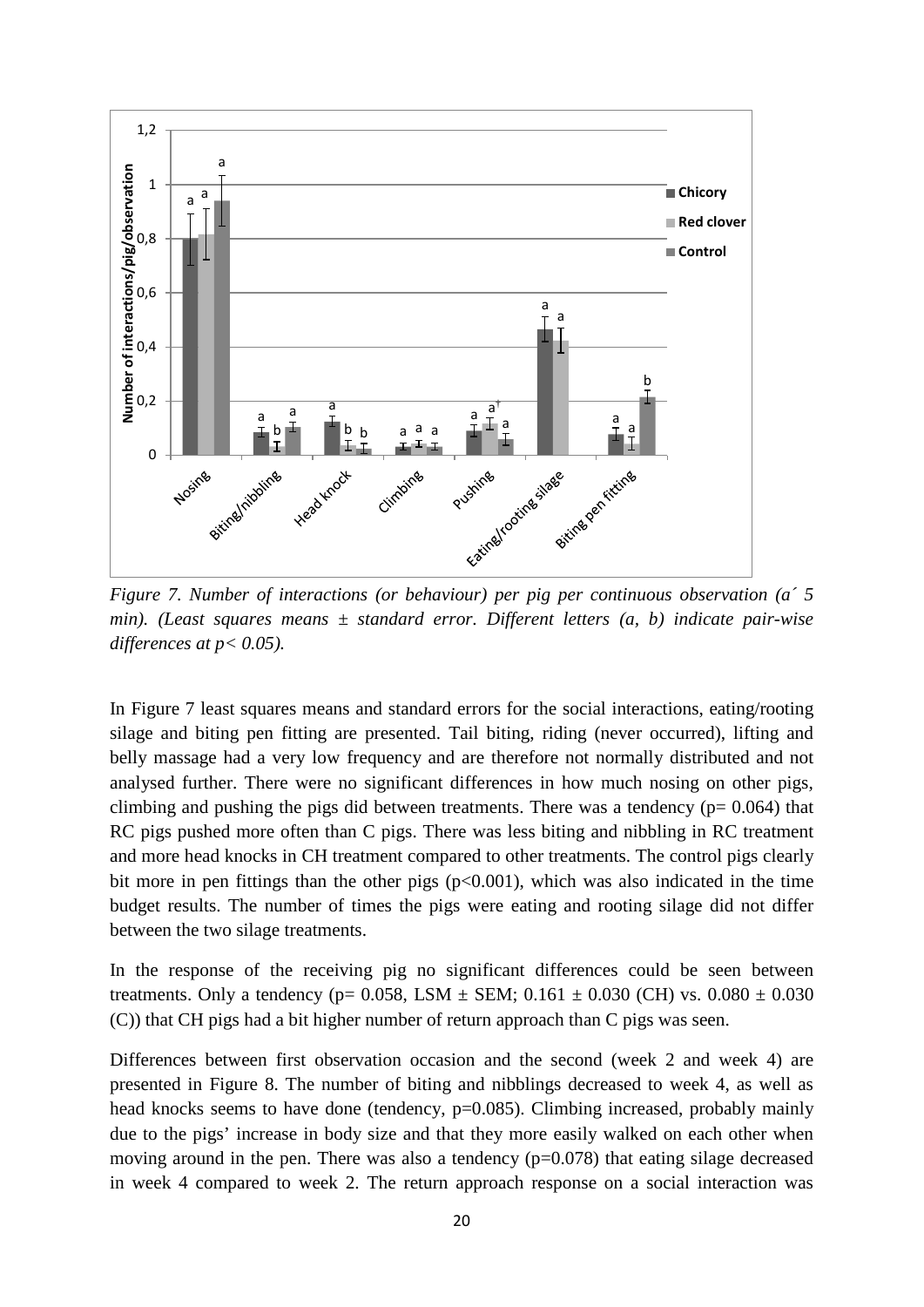*Figure 7. Number of interactions (or behaviour) per pig per continuous observation (a´ 5 min). (Least squares means ± standard error. Different letters (a, b) indicate pair-wise differences at p< 0.05).*

In Figure 7 least squares means and standard errors for the social interactions, eating/rooting silage and biting pen fitting are presented. Tail biting, riding (never occurred), lifting and belly massage had a very low frequency and are therefore not normally distributed and not analysed further. There were no significant differences in how much nosing on other pigs, climbing and pushing the pigs did between treatments. There was a tendency (p= 0.064) that RC pigs pushed more often than C pigs. There was less biting and nibbling in RC treatment and more head knocks in CH treatment compared to other treatments. The control pigs clearly bit more in pen fittings than the other pigs (p<0.001), which was also indicated in the time budget results. The number of times the pigs were eating and rooting silage did not differ between the two silage treatments.

In the response of the receiving pig no significant differences could be seen between treatments. Only a tendency (p= 0.058, LSM ± SEM; 0.161 ± 0.030 (CH) vs. 0.080 ± 0.030 (C)) that CH pigs had a bit higher number of return approach than C pigs was seen.

Differences between first observation occasion and the second (week 2 and week 4) are presented in Figure 8. The number of biting and nibblings decreased to week 4, as well as head knocks seems to have done (tendency, p=0.085). Climbing increased, probably mainly due to the pigs' increase in body size and that they more easily walked on each other when moving around in the pen. There was also a tendency (p=0.078) that eating silage decreased in week 4 compared to week 2. The return approach response on a social interaction was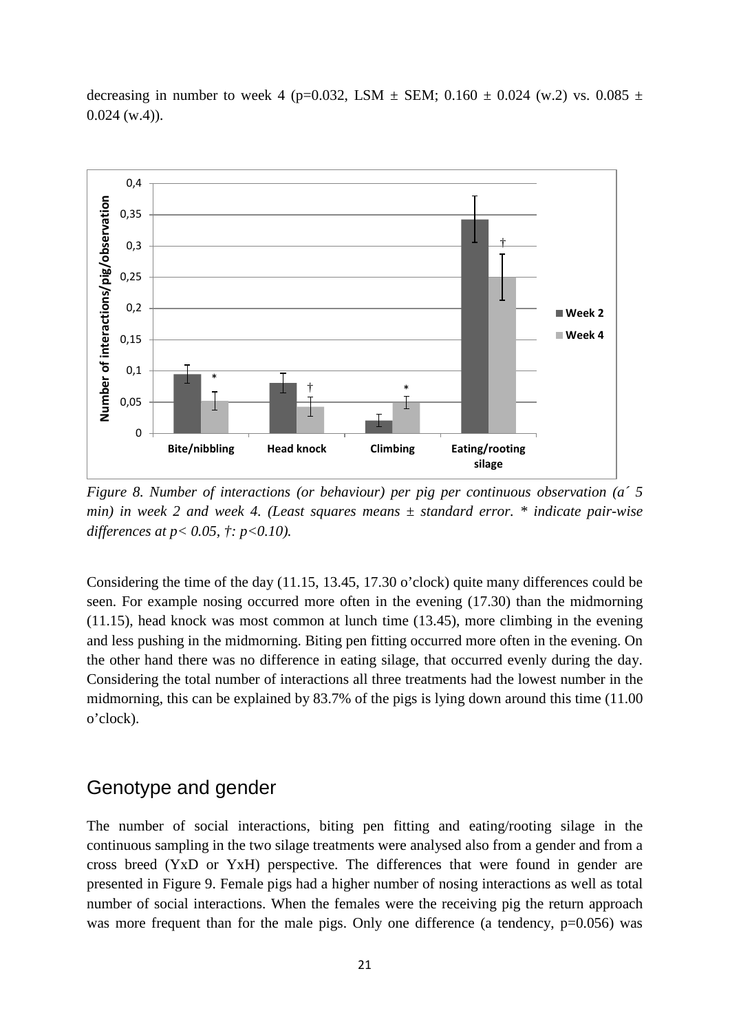decreasing in number to week 4 (p=0.032, LSM ± SEM; 0.160 ± 0.024 (w.2) vs. 0.085 ± 0.024 (w.4)).

*Figure 8. Number of interactions (or behaviour) per pig per continuous observation (a´ 5 min) in week 2 and week 4. (Least squares means ± standard error. * indicate pair-wise differences at p< 0.05, †: p<0.10).*

Considering the time of the day (11.15, 13.45, 17.30 o'clock) quite many differences could be seen. For example nosing occurred more often in the evening (17.30) than the midmorning (11.15), head knock was most common at lunch time (13.45), more climbing in the evening and less pushing in the midmorning. Biting pen fitting occurred more often in the evening. On the other hand there was no difference in eating silage, that occurred evenly during the day. Considering the total number of interactions all three treatments had the lowest number in the midmorning, this can be explained by 83.7% of the pigs is lying down around this time (11.00 o'clock).

## Genotype and gender

The number of social interactions, biting pen fitting and eating/rooting silage in the continuous sampling in the two silage treatments were analysed also from a gender and from a cross breed (YxD or YxH) perspective. The differences that were found in gender are presented in Figure 9. Female pigs had a higher number of nosing interactions as well as total number of social interactions. When the females were the receiving pig the return approach was more frequent than for the male pigs. Only one difference (a tendency, p=0.056) was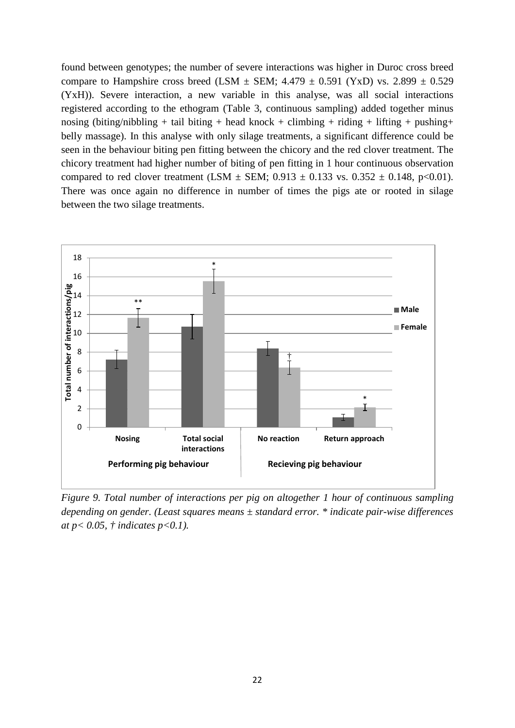found between genotypes; the number of severe interactions was higher in Duroc cross breed compare to Hampshire cross breed (LSM ± SEM; 4.479 ± 0.591 (YxD) vs. 2.899 ± 0.529 (YxH)). Severe interaction, a new variable in this analyse, was all social interactions registered according to the ethogram (Table 3, continuous sampling) added together minus nosing (biting/nibbling + tail biting + head knock + climbing + riding + lifting + pushing+ belly massage). In this analyse with only silage treatments, a significant difference could be seen in the behaviour biting pen fitting between the chicory and the red clover treatment. The chicory treatment had higher number of biting of pen fitting in 1 hour continuous observation compared to red clover treatment (LSM ± SEM; 0.913 ± 0.133 vs. 0.352 ± 0.148, $p<0.01$). There was once again no difference in number of times the pigs ate or rooted in silage between the two silage treatments.

*Figure 9. Total number of interactions per pig on altogether 1 hour of continuous sampling depending on gender. (Least squares means ± standard error. * indicate pair-wise differences at $p< 0.05$, † indicates $p<0.1$).*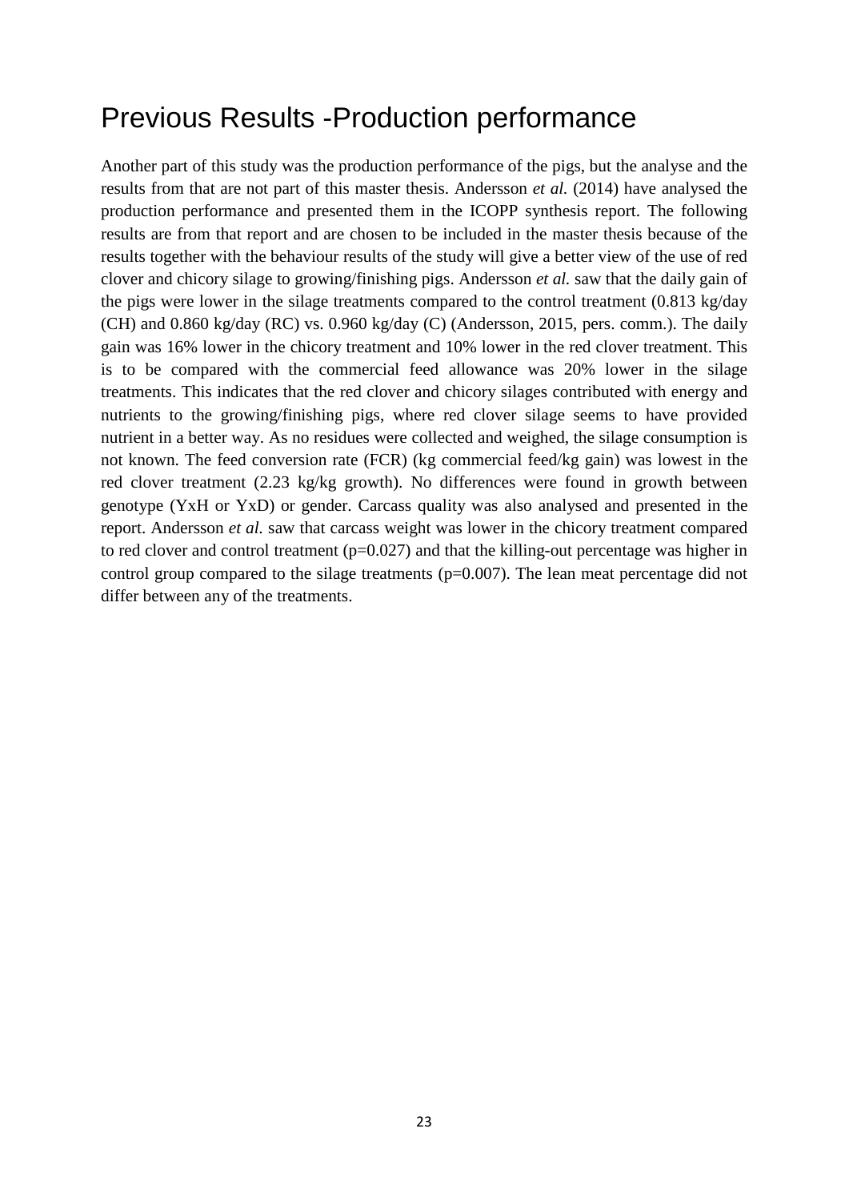# Previous Results -Production performance

Another part of this study was the production performance of the pigs, but the analyse and the results from that are not part of this master thesis. Andersson *et al.* (2014) have analysed the production performance and presented them in the ICOPP synthesis report. The following results are from that report and are chosen to be included in the master thesis because of the results together with the behaviour results of the study will give a better view of the use of red clover and chicory silage to growing/finishing pigs. Andersson *et al.* saw that the daily gain of the pigs were lower in the silage treatments compared to the control treatment (0.813 kg/day (CH) and 0.860 kg/day (RC) vs. 0.960 kg/day (C) (Andersson, 2015, pers. comm.). The daily gain was 16% lower in the chicory treatment and 10% lower in the red clover treatment. This is to be compared with the commercial feed allowance was 20% lower in the silage treatments. This indicates that the red clover and chicory silages contributed with energy and nutrients to the growing/finishing pigs, where red clover silage seems to have provided nutrient in a better way. As no residues were collected and weighed, the silage consumption is not known. The feed conversion rate (FCR) (kg commercial feed/kg gain) was lowest in the red clover treatment (2.23 kg/kg growth). No differences were found in growth between genotype (YxH or YxD) or gender. Carcass quality was also analysed and presented in the report. Andersson *et al.* saw that carcass weight was lower in the chicory treatment compared to red clover and control treatment ($p=0.027$) and that the killing-out percentage was higher in control group compared to the silage treatments ($p=0.007$). The lean meat percentage did not differ between any of the treatments.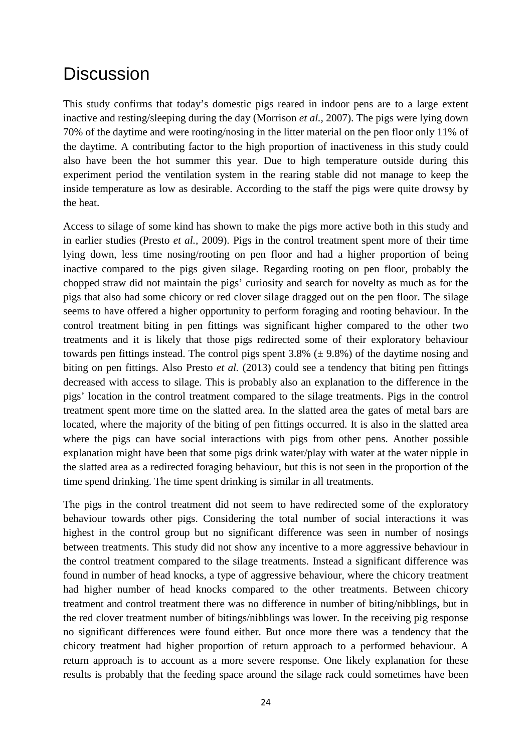# Discussion

This study confirms that today's domestic pigs reared in indoor pens are to a large extent inactive and resting/sleeping during the day (Morrison *et al.*, 2007). The pigs were lying down 70% of the daytime and were rooting/nosing in the litter material on the pen floor only 11% of the daytime. A contributing factor to the high proportion of inactiveness in this study could also have been the hot summer this year. Due to high temperature outside during this experiment period the ventilation system in the rearing stable did not manage to keep the inside temperature as low as desirable. According to the staff the pigs were quite drowsy by the heat.

Access to silage of some kind has shown to make the pigs more active both in this study and in earlier studies (Presto *et al.*, 2009). Pigs in the control treatment spent more of their time lying down, less time nosing/rooting on pen floor and had a higher proportion of being inactive compared to the pigs given silage. Regarding rooting on pen floor, probably the chopped straw did not maintain the pigs' curiosity and search for novelty as much as for the pigs that also had some chicory or red clover silage dragged out on the pen floor. The silage seems to have offered a higher opportunity to perform foraging and rooting behaviour. In the control treatment biting in pen fittings was significant higher compared to the other two treatments and it is likely that those pigs redirected some of their exploratory behaviour towards pen fittings instead. The control pigs spent 3.8% (± 9.8%) of the daytime nosing and biting on pen fittings. Also Presto *et al.* (2013) could see a tendency that biting pen fittings decreased with access to silage. This is probably also an explanation to the difference in the pigs' location in the control treatment compared to the silage treatments. Pigs in the control treatment spent more time on the slatted area. In the slatted area the gates of metal bars are located, where the majority of the biting of pen fittings occurred. It is also in the slatted area where the pigs can have social interactions with pigs from other pens. Another possible explanation might have been that some pigs drink water/play with water at the water nipple in the slatted area as a redirected foraging behaviour, but this is not seen in the proportion of the time spend drinking. The time spent drinking is similar in all treatments.

The pigs in the control treatment did not seem to have redirected some of the exploratory behaviour towards other pigs. Considering the total number of social interactions it was highest in the control group but no significant difference was seen in number of nosings between treatments. This study did not show any incentive to a more aggressive behaviour in the control treatment compared to the silage treatments. Instead a significant difference was found in number of head knocks, a type of aggressive behaviour, where the chicory treatment had higher number of head knocks compared to the other treatments. Between chicory treatment and control treatment there was no difference in number of biting/nibblings, but in the red clover treatment number of bitings/nibblings was lower. In the receiving pig response no significant differences were found either. But once more there was a tendency that the chicory treatment had higher proportion of return approach to a performed behaviour. A return approach is to account as a more severe response. One likely explanation for these results is probably that the feeding space around the silage rack could sometimes have been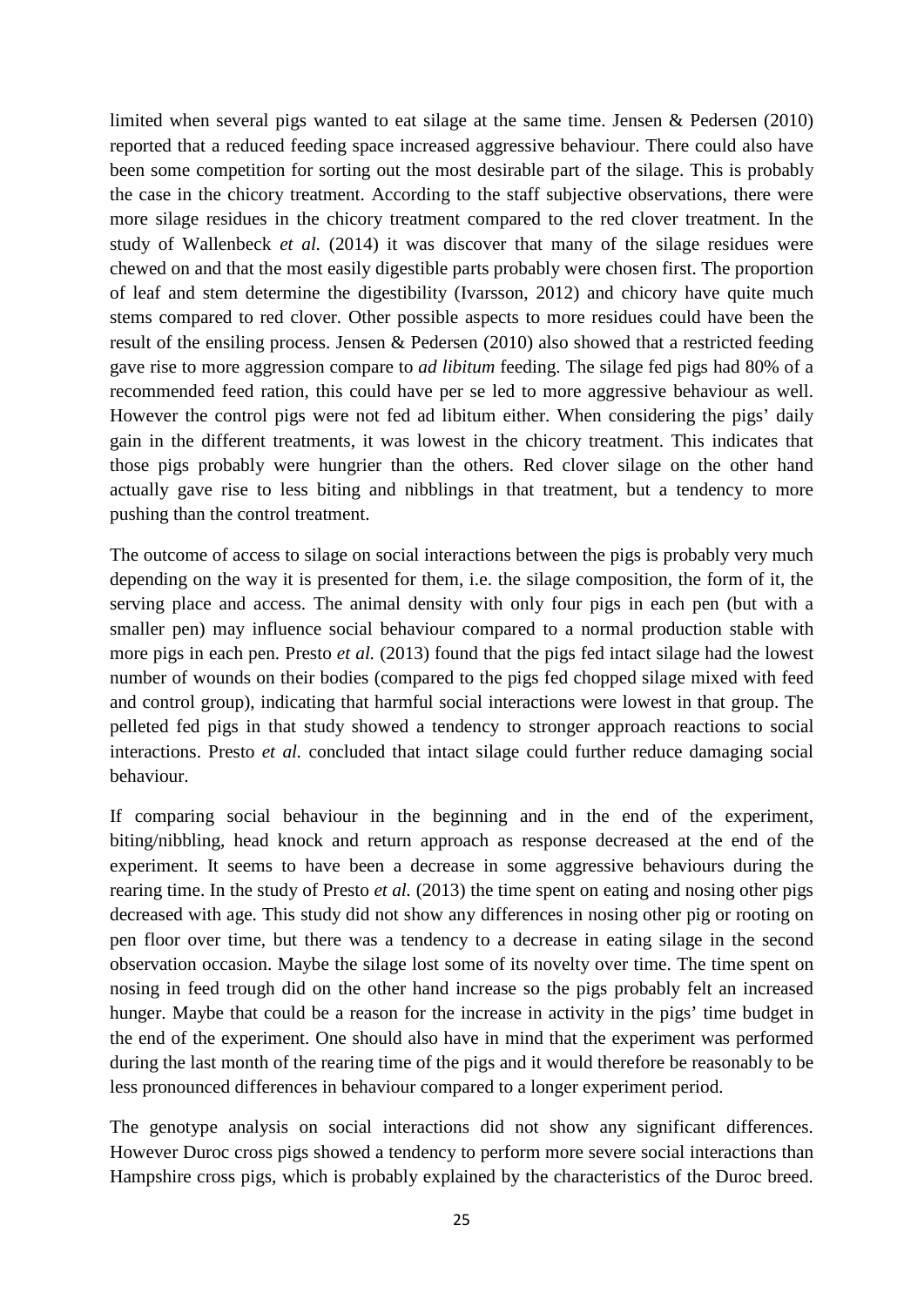limited when several pigs wanted to eat silage at the same time. Jensen & Pedersen (2010) reported that a reduced feeding space increased aggressive behaviour. There could also have been some competition for sorting out the most desirable part of the silage. This is probably the case in the chicory treatment. According to the staff subjective observations, there were more silage residues in the chicory treatment compared to the red clover treatment. In the study of Wallenbeck *et al.* (2014) it was discover that many of the silage residues were chewed on and that the most easily digestible parts probably were chosen first. The proportion of leaf and stem determine the digestibility (Ivarsson, 2012) and chicory have quite much stems compared to red clover. Other possible aspects to more residues could have been the result of the ensiling process. Jensen & Pedersen (2010) also showed that a restricted feeding gave rise to more aggression compare to *ad libitum* feeding. The silage fed pigs had 80% of a recommended feed ration, this could have per se led to more aggressive behaviour as well. However the control pigs were not fed ad libitum either. When considering the pigs' daily gain in the different treatments, it was lowest in the chicory treatment. This indicates that those pigs probably were hungrier than the others. Red clover silage on the other hand actually gave rise to less biting and nibblings in that treatment, but a tendency to more pushing than the control treatment.

The outcome of access to silage on social interactions between the pigs is probably very much depending on the way it is presented for them, i.e. the silage composition, the form of it, the serving place and access. The animal density with only four pigs in each pen (but with a smaller pen) may influence social behaviour compared to a normal production stable with more pigs in each pen. Presto *et al.* (2013) found that the pigs fed intact silage had the lowest number of wounds on their bodies (compared to the pigs fed chopped silage mixed with feed and control group), indicating that harmful social interactions were lowest in that group. The pelleted fed pigs in that study showed a tendency to stronger approach reactions to social interactions. Presto *et al.* concluded that intact silage could further reduce damaging social behaviour.

If comparing social behaviour in the beginning and in the end of the experiment, biting/nibbling, head knock and return approach as response decreased at the end of the experiment. It seems to have been a decrease in some aggressive behaviours during the rearing time. In the study of Presto *et al.* (2013) the time spent on eating and nosing other pigs decreased with age. This study did not show any differences in nosing other pig or rooting on pen floor over time, but there was a tendency to a decrease in eating silage in the second observation occasion. Maybe the silage lost some of its novelty over time. The time spent on nosing in feed trough did on the other hand increase so the pigs probably felt an increased hunger. Maybe that could be a reason for the increase in activity in the pigs' time budget in the end of the experiment. One should also have in mind that the experiment was performed during the last month of the rearing time of the pigs and it would therefore be reasonably to be less pronounced differences in behaviour compared to a longer experiment period.

The genotype analysis on social interactions did not show any significant differences. However Duroc cross pigs showed a tendency to perform more severe social interactions than Hampshire cross pigs, which is probably explained by the characteristics of the Duroc breed.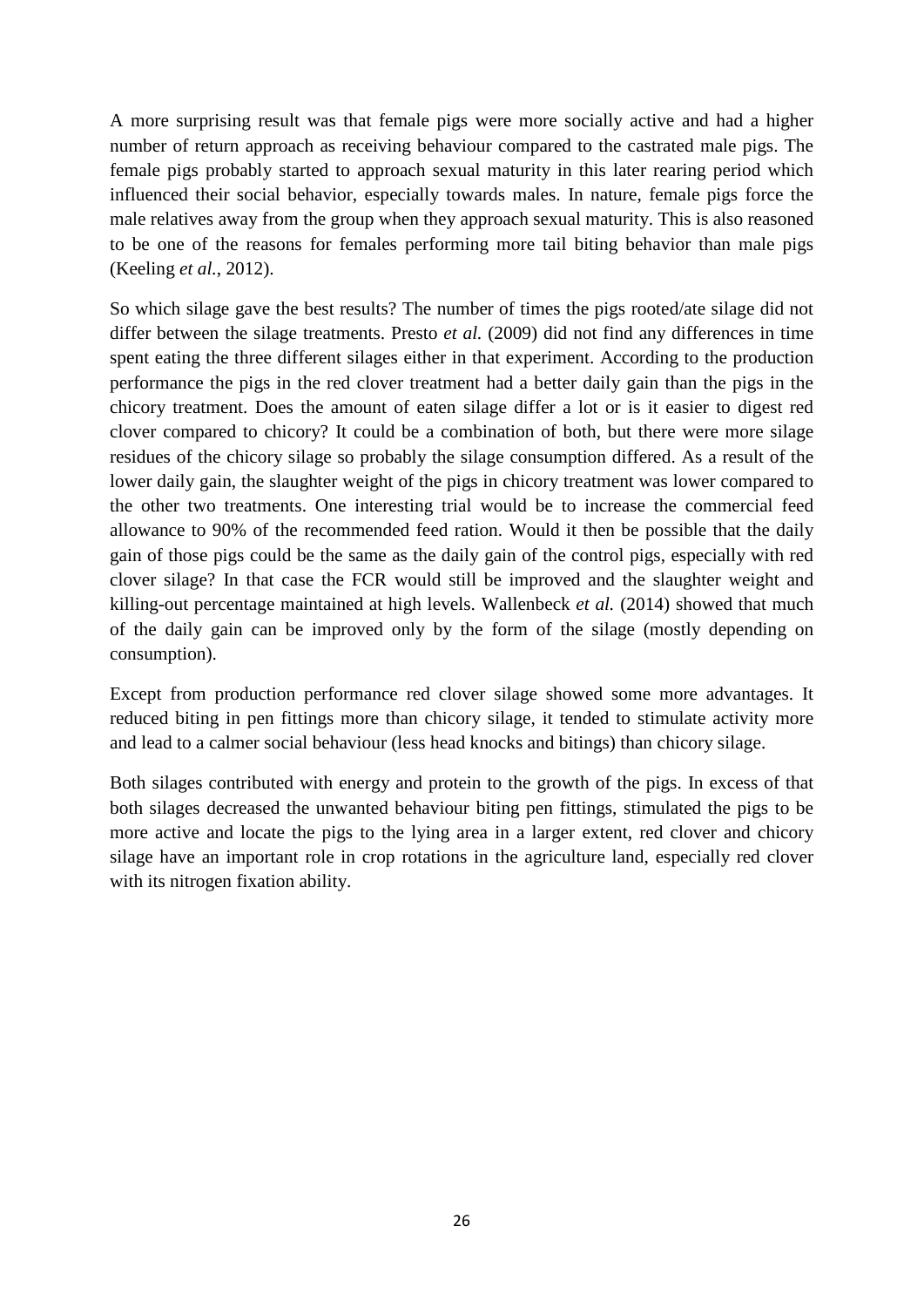A more surprising result was that female pigs were more socially active and had a higher number of return approach as receiving behaviour compared to the castrated male pigs. The female pigs probably started to approach sexual maturity in this later rearing period which influenced their social behavior, especially towards males. In nature, female pigs force the male relatives away from the group when they approach sexual maturity. This is also reasoned to be one of the reasons for females performing more tail biting behavior than male pigs (Keeling *et al.*, 2012).

So which silage gave the best results? The number of times the pigs rooted/ate silage did not differ between the silage treatments. Presto *et al.* (2009) did not find any differences in time spent eating the three different silages either in that experiment. According to the production performance the pigs in the red clover treatment had a better daily gain than the pigs in the chicory treatment. Does the amount of eaten silage differ a lot or is it easier to digest red clover compared to chicory? It could be a combination of both, but there were more silage residues of the chicory silage so probably the silage consumption differed. As a result of the lower daily gain, the slaughter weight of the pigs in chicory treatment was lower compared to the other two treatments. One interesting trial would be to increase the commercial feed allowance to 90% of the recommended feed ration. Would it then be possible that the daily gain of those pigs could be the same as the daily gain of the control pigs, especially with red clover silage? In that case the FCR would still be improved and the slaughter weight and killing-out percentage maintained at high levels. Wallenbeck *et al.* (2014) showed that much of the daily gain can be improved only by the form of the silage (mostly depending on consumption).

Except from production performance red clover silage showed some more advantages. It reduced biting in pen fittings more than chicory silage, it tended to stimulate activity more and lead to a calmer social behaviour (less head knocks and bitings) than chicory silage.

Both silages contributed with energy and protein to the growth of the pigs. In excess of that both silages decreased the unwanted behaviour biting pen fittings, stimulated the pigs to be more active and locate the pigs to the lying area in a larger extent, red clover and chicory silage have an important role in crop rotations in the agriculture land, especially red clover with its nitrogen fixation ability.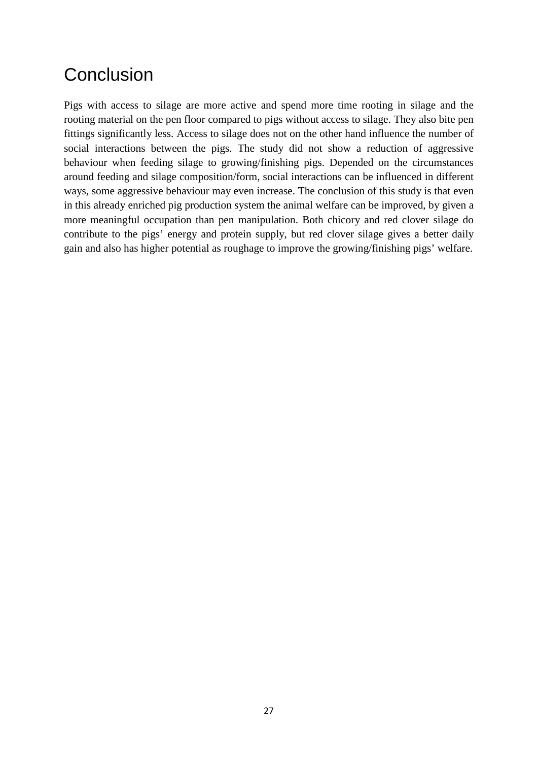# Conclusion

Pigs with access to silage are more active and spend more time rooting in silage and the rooting material on the pen floor compared to pigs without access to silage. They also bite pen fittings significantly less. Access to silage does not on the other hand influence the number of social interactions between the pigs. The study did not show a reduction of aggressive behaviour when feeding silage to growing/finishing pigs. Depended on the circumstances around feeding and silage composition/form, social interactions can be influenced in different ways, some aggressive behaviour may even increase. The conclusion of this study is that even in this already enriched pig production system the animal welfare can be improved, by given a more meaningful occupation than pen manipulation. Both chicory and red clover silage do contribute to the pigs' energy and protein supply, but red clover silage gives a better daily gain and also has higher potential as roughage to improve the growing/finishing pigs' welfare.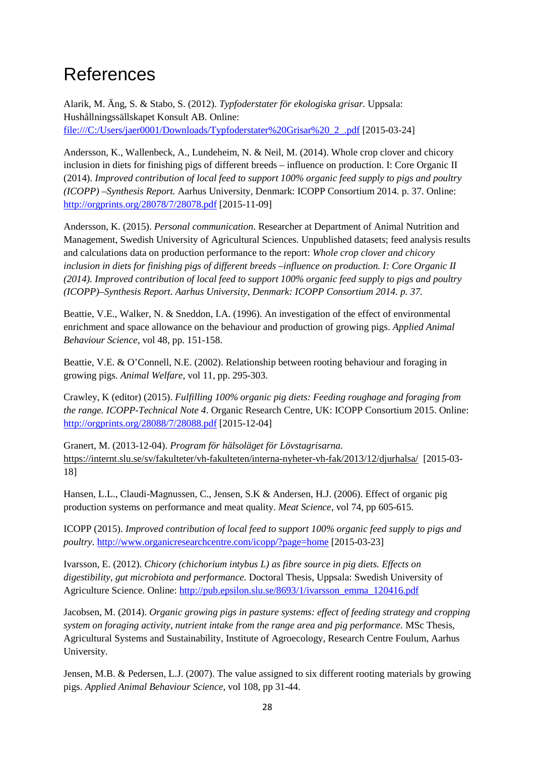# References

Alarik, M. Äng, S. & Stabo, S. (2012). *Typfoderstater för ekologiska grisar.* Uppsala: Hushållningssällskapet Konsult AB. Online: file:///C:/Users/jaer0001/Downloads/Typfoderstater%20Grisar%20_2_.pdf [2015-03-24]

Andersson, K., Wallenbeck, A., Lundeheim, N. & Neil, M. (2014). Whole crop clover and chicory inclusion in diets for finishing pigs of different breeds – influence on production. I: Core Organic II (2014). *Improved contribution of local feed to support 100% organic feed supply to pigs and poultry (ICOPP) –Synthesis Report.* Aarhus University, Denmark: ICOPP Consortium 2014. p. 37. Online: http://orgprints.org/28078/7/28078.pdf [2015-11-09]

Andersson, K. (2015). *Personal communication*. Researcher at Department of Animal Nutrition and Management, Swedish University of Agricultural Sciences. Unpublished datasets; feed analysis results and calculations data on production performance to the report: *Whole crop clover and chicory inclusion in diets for finishing pigs of different breeds –influence on production. I: Core Organic II (2014). Improved contribution of local feed to support 100% organic feed supply to pigs and poultry (ICOPP)–Synthesis Report. Aarhus University, Denmark: ICOPP Consortium 2014. p. 37.*

Beattie, V.E., Walker, N. & Sneddon, I.A. (1996). An investigation of the effect of environmental enrichment and space allowance on the behaviour and production of growing pigs. *Applied Animal Behaviour Science*, vol 48, pp. 151-158.

Beattie, V.E. & O'Connell, N.E. (2002). Relationship between rooting behaviour and foraging in growing pigs. *Animal Welfare*, vol 11, pp. 295-303.

Crawley, K (editor) (2015). *Fulfilling 100% organic pig diets: Feeding roughage and foraging from the range. ICOPP-Technical Note 4*. Organic Research Centre, UK: ICOPP Consortium 2015. Online: http://orgprints.org/28088/7/28088.pdf [2015-12-04]

Granert, M. (2013-12-04). *Program för hälsoläget för Lövstagrisarna.* https://internt.slu.se/sv/fakulteter/vh-fakulteten/interna-nyheter-vh-fak/2013/12/djurhalsa/ [2015-03-18]

Hansen, L.L., Claudi-Magnussen, C., Jensen, S.K & Andersen, H.J. (2006). Effect of organic pig production systems on performance and meat quality. *Meat Science*, vol 74, pp 605-615.

ICOPP (2015). *Improved contribution of local feed to support 100% organic feed supply to pigs and poultry*. http://www.organicresearchcentre.com/icopp/?page=home [2015-03-23]

Ivarsson, E. (2012). *Chicory (chichorium intybus L) as fibre source in pig diets. Effects on digestibility, gut microbiota and performance.* Doctoral Thesis, Uppsala: Swedish University of Agriculture Science. Online: http://pub.epsilon.slu.se/8693/1/ivarsson_emma_120416.pdf

Jacobsen, M. (2014). *Organic growing pigs in pasture systems: effect of feeding strategy and cropping system on foraging activity, nutrient intake from the range area and pig performance*. MSc Thesis, Agricultural Systems and Sustainability, Institute of Agroecology, Research Centre Foulum, Aarhus University.

Jensen, M.B. & Pedersen, L.J. (2007). The value assigned to six different rooting materials by growing pigs. *Applied Animal Behaviour Science*, vol 108, pp 31-44.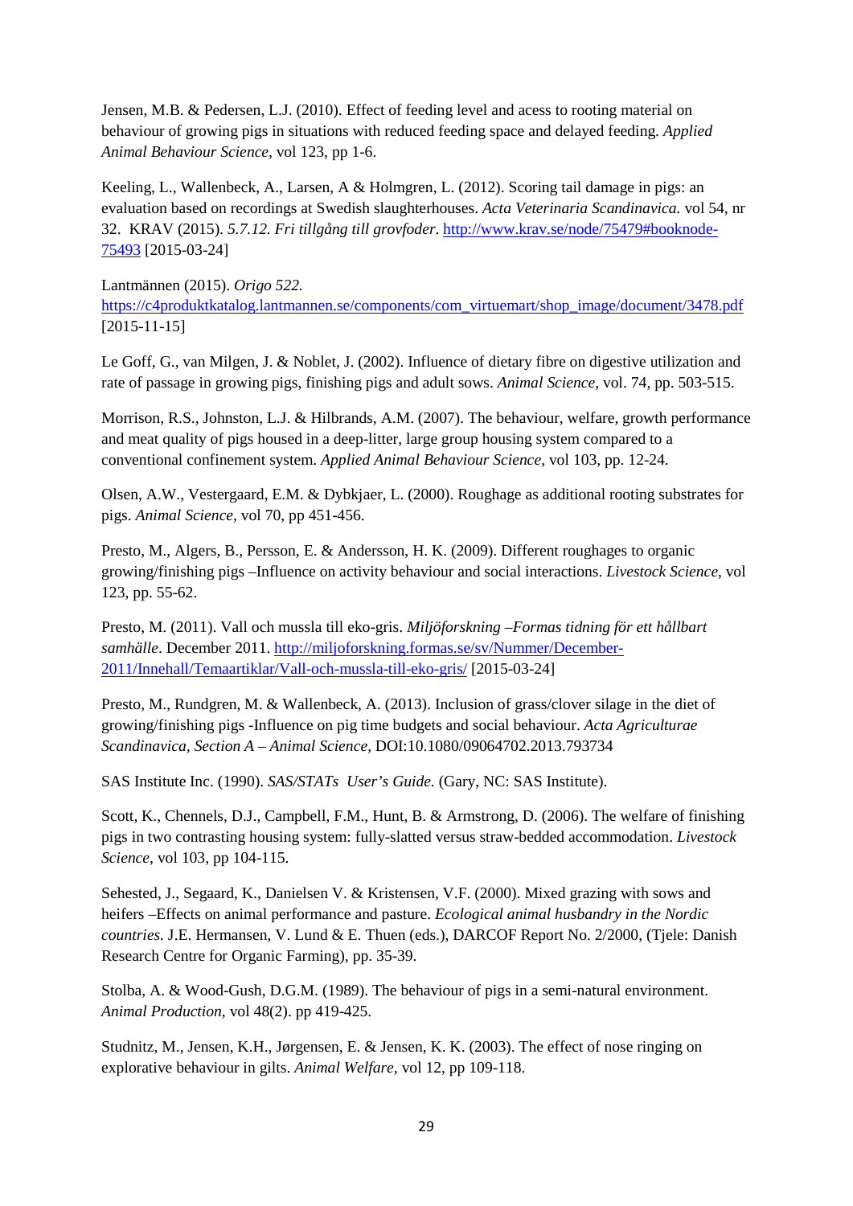Jensen, M.B. & Pedersen, L.J. (2010). Effect of feeding level and acess to rooting material on behaviour of growing pigs in situations with reduced feeding space and delayed feeding. *Applied Animal Behaviour Science,* vol 123, pp 1-6.

Keeling, L., Wallenbeck, A., Larsen, A & Holmgren, L. (2012). Scoring tail damage in pigs: an evaluation based on recordings at Swedish slaughterhouses. *Acta Veterinaria Scandinavica.* vol 54, nr 32. KRAV (2015). *5.7.12. Fri tillgång till grovfoder*. http://www.krav.se/node/75479#booknode-75493 [2015-03-24]

Lantmännen (2015). *Origo 522.* https://c4produktkatalog.lantmannen.se/components/com_virtuemart/shop_image/document/3478.pdf [2015-11-15]

Le Goff, G., van Milgen, J. & Noblet, J. (2002). Influence of dietary fibre on digestive utilization and rate of passage in growing pigs, finishing pigs and adult sows. *Animal Science*, vol. 74, pp. 503-515.

Morrison, R.S., Johnston, L.J. & Hilbrands, A.M. (2007). The behaviour, welfare, growth performance and meat quality of pigs housed in a deep-litter, large group housing system compared to a conventional confinement system. *Applied Animal Behaviour Science,* vol 103, pp. 12-24.

Olsen, A.W., Vestergaard, E.M. & Dybkjaer, L. (2000). Roughage as additional rooting substrates for pigs. *Animal Science,* vol 70, pp 451-456.

Presto, M., Algers, B., Persson, E. & Andersson, H. K. (2009). Different roughages to organic growing/finishing pigs –Influence on activity behaviour and social interactions. *Livestock Science*, vol 123, pp. 55-62.

Presto, M. (2011). Vall och mussla till eko-gris. *Miljöforskning –Formas tidning för ett hållbart samhälle*. December 2011. http://miljoforskning.formas.se/sv/Nummer/December-2011/Innehall/Temaartiklar/Vall-och-mussla-till-eko-gris/ [2015-03-24]

Presto, M., Rundgren, M. & Wallenbeck, A. (2013). Inclusion of grass/clover silage in the diet of growing/finishing pigs -Influence on pig time budgets and social behaviour. *Acta Agriculturae Scandinavica, Section A – Animal Science,* DOI:10.1080/09064702.2013.793734

SAS Institute Inc. (1990). *SAS/STATs User's Guide.* (Gary, NC: SAS Institute).

Scott, K., Chennels, D.J., Campbell, F.M., Hunt, B. & Armstrong, D. (2006). The welfare of finishing pigs in two contrasting housing system: fully-slatted versus straw-bedded accommodation. *Livestock Science*, vol 103, pp 104-115.

Sehested, J., Segaard, K., Danielsen V. & Kristensen, V.F. (2000). Mixed grazing with sows and heifers –Effects on animal performance and pasture. *Ecological animal husbandry in the Nordic countries.* J.E. Hermansen, V. Lund & E. Thuen (eds.), DARCOF Report No. 2/2000, (Tjele: Danish Research Centre for Organic Farming), pp. 35-39.

Stolba, A. & Wood-Gush, D.G.M. (1989). The behaviour of pigs in a semi-natural environment. *Animal Production*, vol 48(2). pp 419-425.

Studnitz, M., Jensen, K.H., Jørgensen, E. & Jensen, K. K. (2003). The effect of nose ringing on explorative behaviour in gilts. *Animal Welfare*, vol 12, pp 109-118.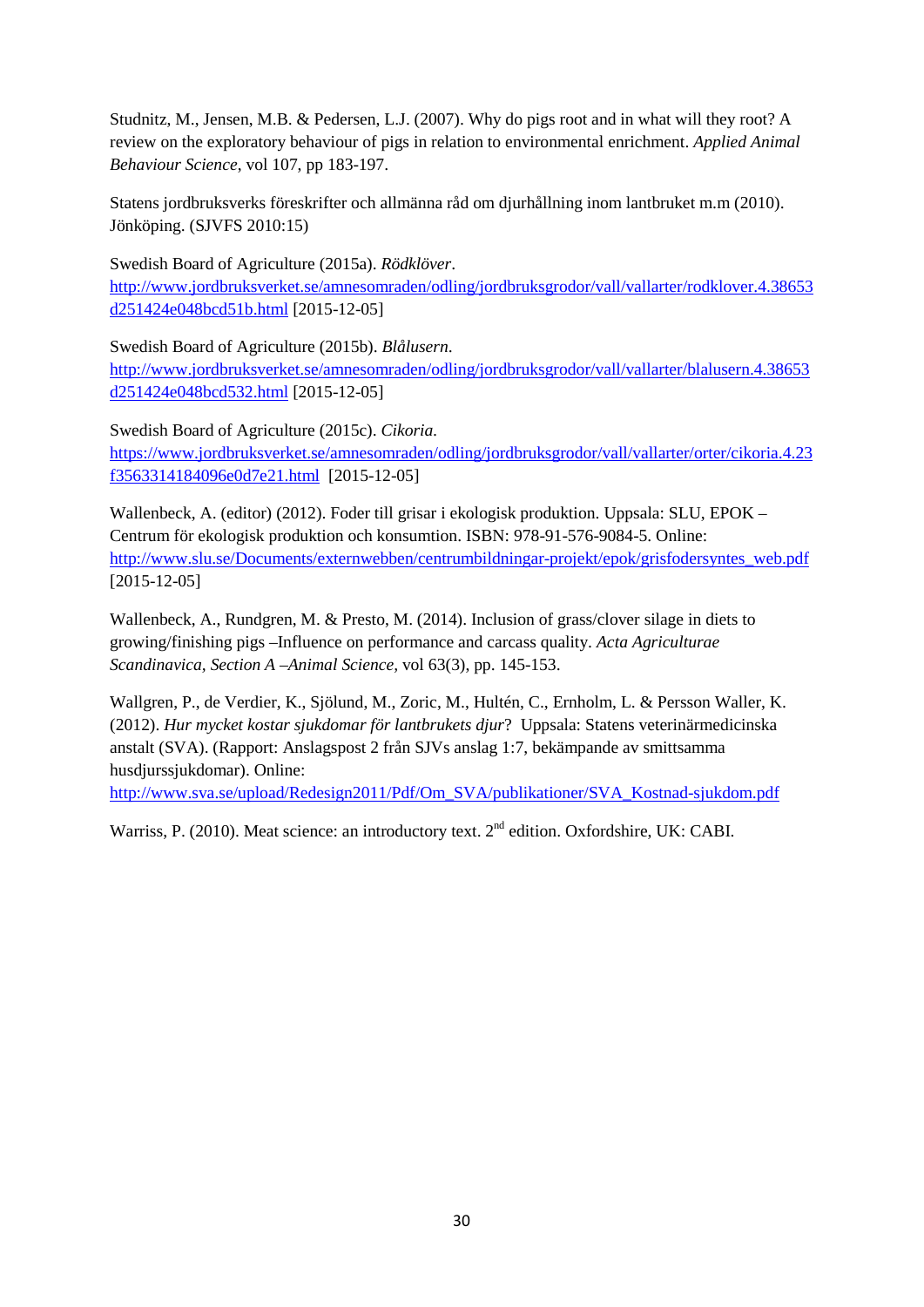Studnitz, M., Jensen, M.B. & Pedersen, L.J. (2007). Why do pigs root and in what will they root? A review on the exploratory behaviour of pigs in relation to environmental enrichment. *Applied Animal Behaviour Science*, vol 107, pp 183-197.

Statens jordbruksverks föreskrifter och allmänna råd om djurhållning inom lantbruket m.m (2010). Jönköping. (SJVFS 2010:15)

Swedish Board of Agriculture (2015a). *Rödklöver*. http://www.jordbruksverket.se/amnesomraden/odling/jordbruksgrodor/vall/vallarter/rodklover.4.38653d251424e048bcd51b.html [2015-12-05]

Swedish Board of Agriculture (2015b). *Blålusern*. http://www.jordbruksverket.se/amnesomraden/odling/jordbruksgrodor/vall/vallarter/blalusern.4.38653d251424e048bcd532.html [2015-12-05]

Swedish Board of Agriculture (2015c). *Cikoria*. https://www.jordbruksverket.se/amnesomraden/odling/jordbruksgrodor/vall/vallarter/orter/cikoria.4.23f3563314184096e0d7e21.html [2015-12-05]

Wallenbeck, A. (editor) (2012). Foder till grisar i ekologisk produktion. Uppsala: SLU, EPOK – Centrum för ekologisk produktion och konsumtion. ISBN: 978-91-576-9084-5. Online: http://www.slu.se/Documents/externwebben/centrumbildningar-projekt/epok/grisfodersyntes_web.pdf [2015-12-05]

Wallenbeck, A., Rundgren, M. & Presto, M. (2014). Inclusion of grass/clover silage in diets to growing/finishing pigs –Influence on performance and carcass quality. *Acta Agriculturae Scandinavica, Section A –Animal Science,* vol 63(3), pp. 145-153.

Wallgren, P., de Verdier, K., Sjölund, M., Zoric, M., Hultén, C., Ernholm, L. & Persson Waller, K. (2012). *Hur mycket kostar sjukdomar för lantbrukets djur*? Uppsala: Statens veterinärmedicinska anstalt (SVA). (Rapport: Anslagspost 2 från SJVs anslag 1:7, bekämpande av smittsamma husdjurssjukdomar). Online: http://www.sva.se/upload/Redesign2011/Pdf/Om_SVA/publikationer/SVA_Kostnad-sjukdom.pdf

Warriss, P. (2010). Meat science: an introductory text. 2nd edition. Oxfordshire, UK: CABI.